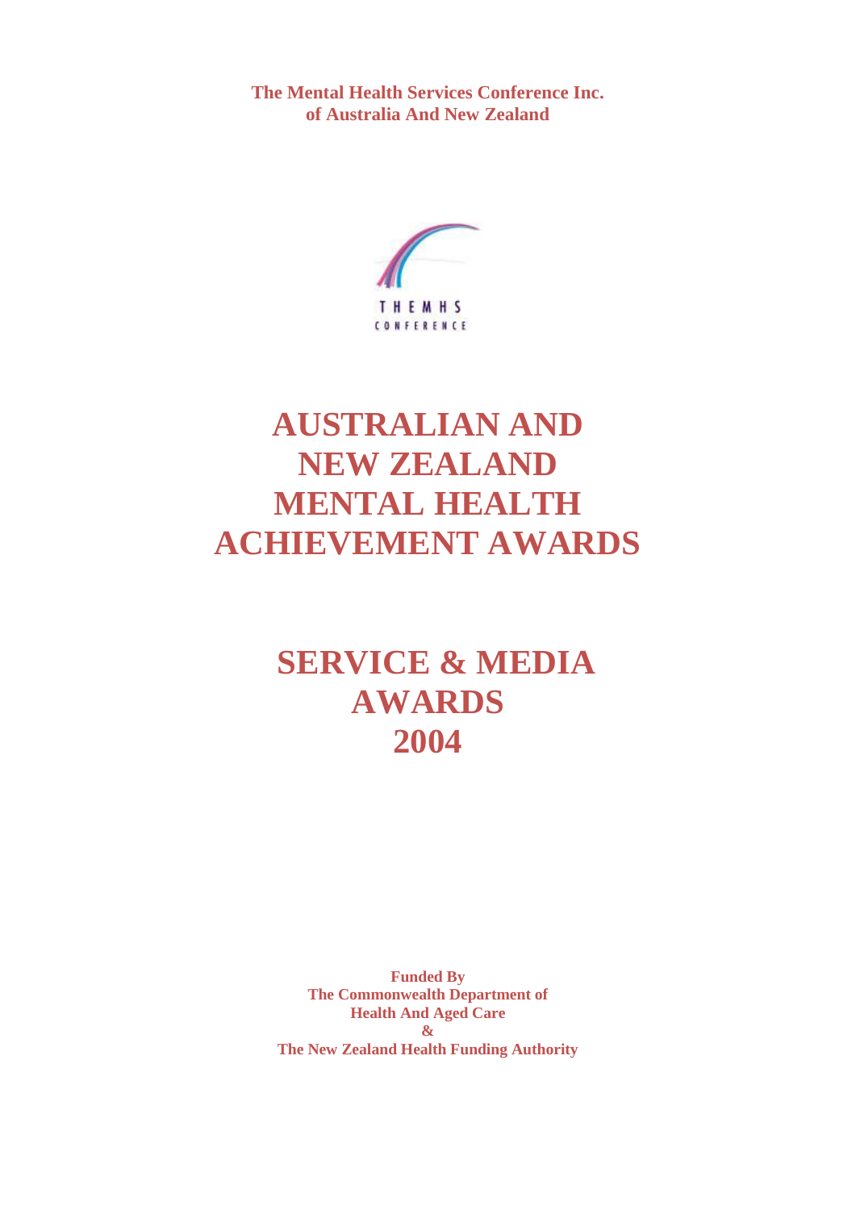**The Mental Health Services Conference Inc.**
**of Australia And New Zealand**

THEMHS
CONFERENCE

# AUSTRALIAN AND NEW ZEALAND MENTAL HEALTH ACHIEVEMENT AWARDS

# SERVICE & MEDIA AWARDS 2004

**Funded By**
**The Commonwealth Department of Health And Aged Care**
**&**
**The New Zealand Health Funding Authority**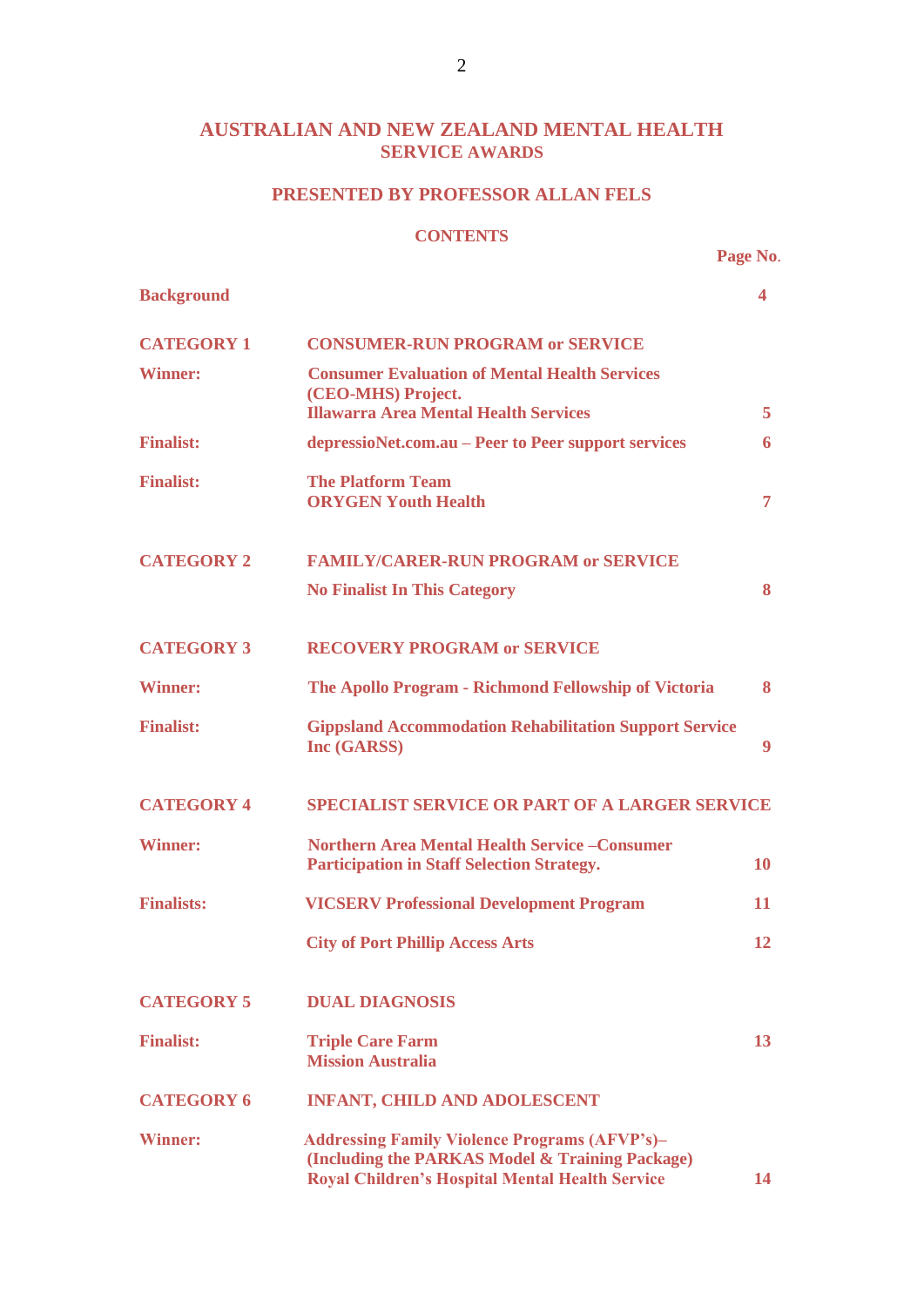# AUSTRALIAN AND NEW ZEALAND MENTAL HEALTH SERVICE AWARDS

## PRESENTED BY PROFESSOR ALLAN FELS

### CONTENTS

| | | Page No. |
|---|---|---|
| **Background** | | **4** |
| **CATEGORY 1** | **CONSUMER-RUN PROGRAM or SERVICE** | |
| **Winner:** | **Consumer Evaluation of Mental Health Services (CEO-MHS) Project. Illawarra Area Mental Health Services** | **5** |
| **Finalist:** | **depressioNet.com.au – Peer to Peer support services** | **6** |
| **Finalist:** | **The Platform Team ORYGEN Youth Health** | **7** |
| **CATEGORY 2** | **FAMILY/CARER-RUN PROGRAM or SERVICE** | |
| | **No Finalist In This Category** | **8** |
| **CATEGORY 3** | **RECOVERY PROGRAM or SERVICE** | |
| **Winner:** | **The Apollo Program - Richmond Fellowship of Victoria** | **8** |
| **Finalist:** | **Gippsland Accommodation Rehabilitation Support Service Inc (GARSS)** | **9** |
| **CATEGORY 4** | **SPECIALIST SERVICE OR PART OF A LARGER SERVICE** | |
| **Winner:** | **Northern Area Mental Health Service –Consumer Participation in Staff Selection Strategy.** | **10** |
| **Finalists:** | **VICSERV Professional Development Program** | **11** |
| | **City of Port Phillip Access Arts** | **12** |
| **CATEGORY 5** | **DUAL DIAGNOSIS** | |
| **Finalist:** | **Triple Care Farm Mission Australia** | **13** |
| **CATEGORY 6** | **INFANT, CHILD AND ADOLESCENT** | |
| **Winner:** | **Addressing Family Violence Programs (AFVP's)– (Including the PARKAS Model & Training Package) Royal Children's Hospital Mental Health Service** | **14** |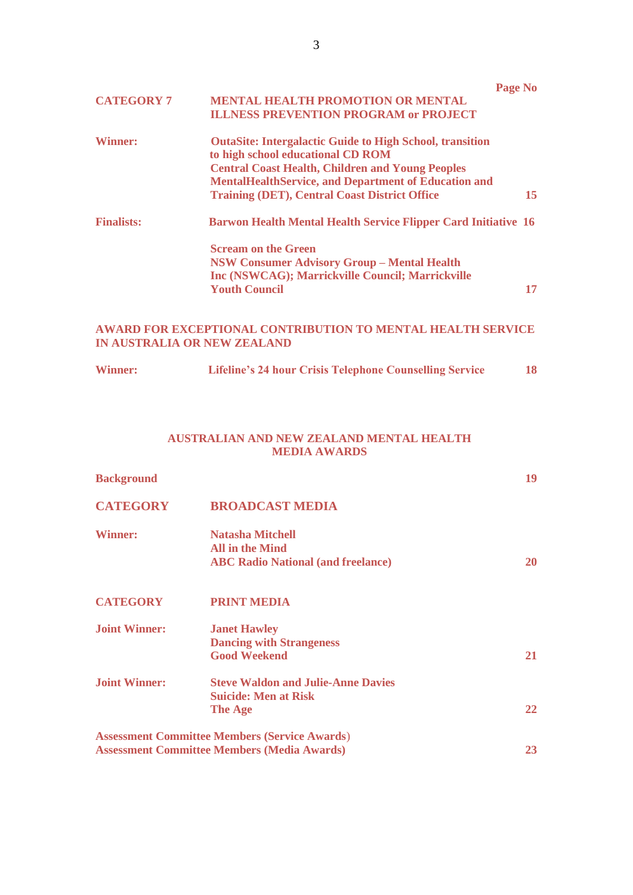| | | Page No |
|---|---|---|
| **CATEGORY 7** | **MENTAL HEALTH PROMOTION OR MENTAL ILLNESS PREVENTION PROGRAM or PROJECT** | |
| **Winner:** | **OutaSite: Intergalactic Guide to High School, transition to high school educational CD ROM Central Coast Health, Children and Young Peoples MentalHealthService, and Department of Education and Training (DET), Central Coast District Office** | **15** |
| **Finalists:** | **Barwon Health Mental Health Service Flipper Card Initiative** | **16** |
| | **Scream on the Green NSW Consumer Advisory Group – Mental Health Inc (NSWCAG); Marrickville Council; Marrickville Youth Council** | **17** |

**AWARD FOR EXCEPTIONAL CONTRIBUTION TO MENTAL HEALTH SERVICE IN AUSTRALIA OR NEW ZEALAND**

| | | |
|---|---|---|
| **Winner:** | **Lifeline's 24 hour Crisis Telephone Counselling Service** | **18** |

## AUSTRALIAN AND NEW ZEALAND MENTAL HEALTH MEDIA AWARDS

| | | |
|---|---|---|
| **Background** | | **19** |
| **CATEGORY** | **BROADCAST MEDIA** | |
| **Winner:** | **Natasha Mitchell**<br>**All in the Mind**<br>**ABC Radio National (and freelance)** | **20** |
| **CATEGORY** | **PRINT MEDIA** | |
| **Joint Winner:** | **Janet Hawley**<br>**Dancing with Strangeness**<br>**Good Weekend** | **21** |
| **Joint Winner:** | **Steve Waldon and Julie-Anne Davies**<br>**Suicide: Men at Risk**<br>**The Age** | **22** |

**Assessment Committee Members (Service Awards)**
**Assessment Committee Members (Media Awards)** **23**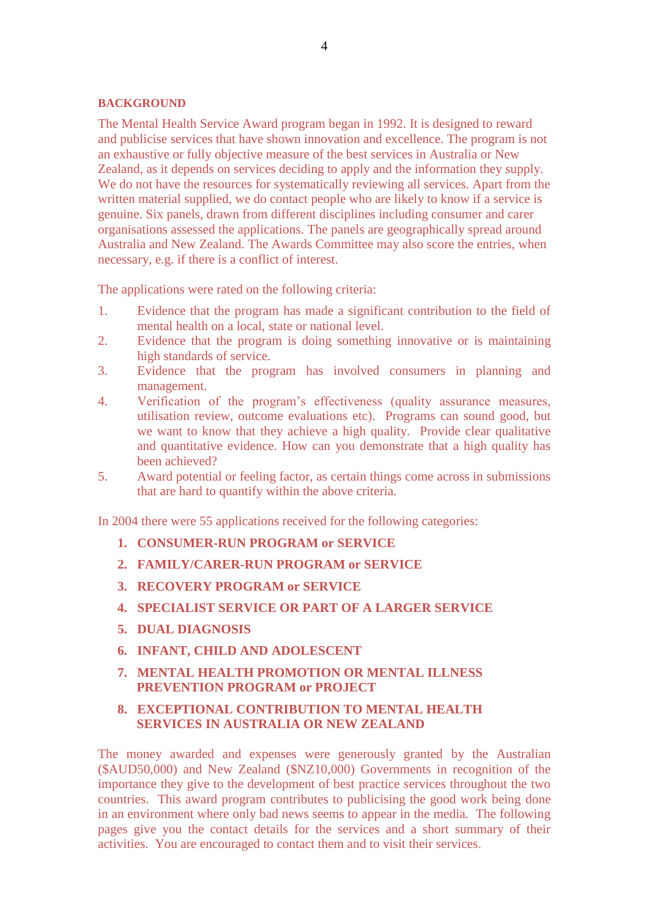## BACKGROUND

The Mental Health Service Award program began in 1992. It is designed to reward and publicise services that have shown innovation and excellence. The program is not an exhaustive or fully objective measure of the best services in Australia or New Zealand, as it depends on services deciding to apply and the information they supply. We do not have the resources for systematically reviewing all services. Apart from the written material supplied, we do contact people who are likely to know if a service is genuine. Six panels, drawn from different disciplines including consumer and carer organisations assessed the applications. The panels are geographically spread around Australia and New Zealand. The Awards Committee may also score the entries, when necessary, e.g. if there is a conflict of interest.

The applications were rated on the following criteria:

1. Evidence that the program has made a significant contribution to the field of mental health on a local, state or national level.
2. Evidence that the program is doing something innovative or is maintaining high standards of service.
3. Evidence that the program has involved consumers in planning and management.
4. Verification of the program's effectiveness (quality assurance measures, utilisation review, outcome evaluations etc). Programs can sound good, but we want to know that they achieve a high quality. Provide clear qualitative and quantitative evidence. How can you demonstrate that a high quality has been achieved?
5. Award potential or feeling factor, as certain things come across in submissions that are hard to quantify within the above criteria.

In 2004 there were 55 applications received for the following categories:

1. **CONSUMER-RUN PROGRAM or SERVICE**
2. **FAMILY/CARER-RUN PROGRAM or SERVICE**
3. **RECOVERY PROGRAM or SERVICE**
4. **SPECIALIST SERVICE OR PART OF A LARGER SERVICE**
5. **DUAL DIAGNOSIS**
6. **INFANT, CHILD AND ADOLESCENT**
7. **MENTAL HEALTH PROMOTION OR MENTAL ILLNESS PREVENTION PROGRAM or PROJECT**
8. **EXCEPTIONAL CONTRIBUTION TO MENTAL HEALTH SERVICES IN AUSTRALIA OR NEW ZEALAND**

The money awarded and expenses were generously granted by the Australian ($AUD50,000) and New Zealand ($NZ10,000) Governments in recognition of the importance they give to the development of best practice services throughout the two countries. This award program contributes to publicising the good work being done in an environment where only bad news seems to appear in the media. The following pages give you the contact details for the services and a short summary of their activities. You are encouraged to contact them and to visit their services.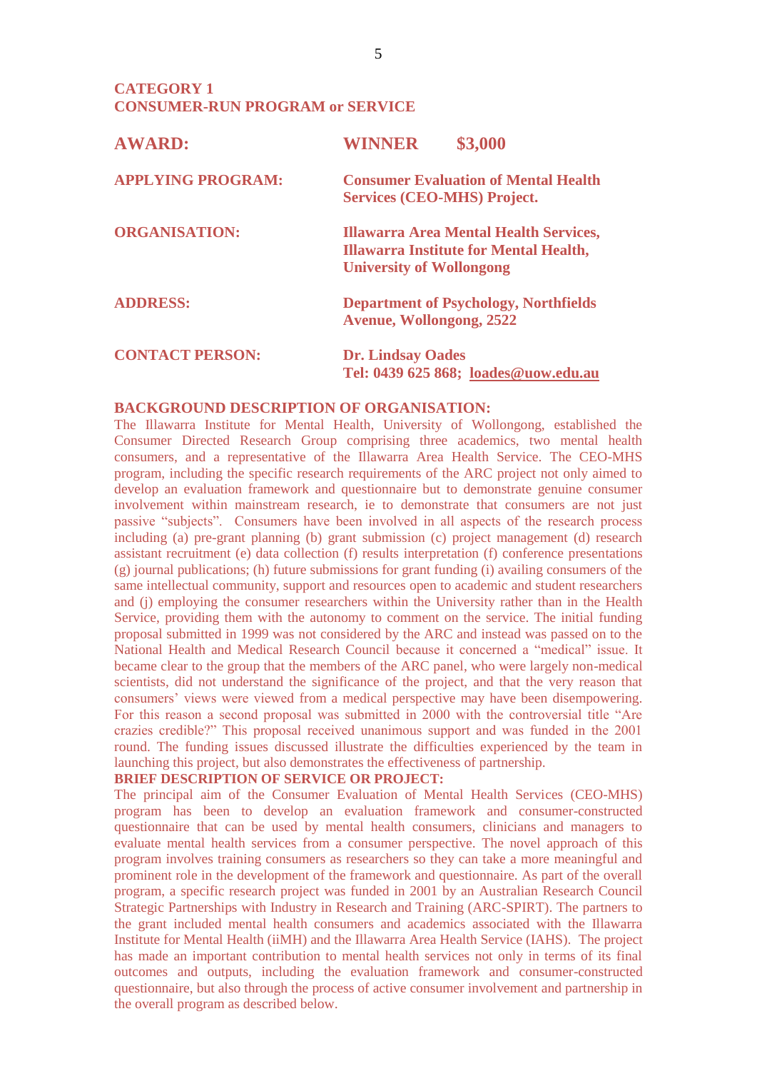## CATEGORY 1
## CONSUMER-RUN PROGRAM or SERVICE

| | |
|---|---|
| **AWARD:** | **WINNER $3,000** |
| **APPLYING PROGRAM:** | **Consumer Evaluation of Mental Health Services (CEO-MHS) Project.** |
| **ORGANISATION:** | **Illawarra Area Mental Health Services, Illawarra Institute for Mental Health, University of Wollongong** |
| **ADDRESS:** | **Department of Psychology, Northfields Avenue, Wollongong, 2522** |
| **CONTACT PERSON:** | **Dr. Lindsay Oades**<br>**Tel: 0439 625 868; loades@uow.edu.au** |

**BACKGROUND DESCRIPTION OF ORGANISATION:**

The Illawarra Institute for Mental Health, University of Wollongong, established the Consumer Directed Research Group comprising three academics, two mental health consumers, and a representative of the Illawarra Area Health Service. The CEO-MHS program, including the specific research requirements of the ARC project not only aimed to develop an evaluation framework and questionnaire but to demonstrate genuine consumer involvement within mainstream research, ie to demonstrate that consumers are not just passive "subjects". Consumers have been involved in all aspects of the research process including (a) pre-grant planning (b) grant submission (c) project management (d) research assistant recruitment (e) data collection (f) results interpretation (f) conference presentations (g) journal publications; (h) future submissions for grant funding (i) availing consumers of the same intellectual community, support and resources open to academic and student researchers and (j) employing the consumer researchers within the University rather than in the Health Service, providing them with the autonomy to comment on the service. The initial funding proposal submitted in 1999 was not considered by the ARC and instead was passed on to the National Health and Medical Research Council because it concerned a "medical" issue. It became clear to the group that the members of the ARC panel, who were largely non-medical scientists, did not understand the significance of the project, and that the very reason that consumers' views were viewed from a medical perspective may have been disempowering. For this reason a second proposal was submitted in 2000 with the controversial title "Are crazies credible?" This proposal received unanimous support and was funded in the 2001 round. The funding issues discussed illustrate the difficulties experienced by the team in launching this project, but also demonstrates the effectiveness of partnership.

**BRIEF DESCRIPTION OF SERVICE OR PROJECT:**

The principal aim of the Consumer Evaluation of Mental Health Services (CEO-MHS) program has been to develop an evaluation framework and consumer-constructed questionnaire that can be used by mental health consumers, clinicians and managers to evaluate mental health services from a consumer perspective. The novel approach of this program involves training consumers as researchers so they can take a more meaningful and prominent role in the development of the framework and questionnaire. As part of the overall program, a specific research project was funded in 2001 by an Australian Research Council Strategic Partnerships with Industry in Research and Training (ARC-SPIRT). The partners to the grant included mental health consumers and academics associated with the Illawarra Institute for Mental Health (iiMH) and the Illawarra Area Health Service (IAHS). The project has made an important contribution to mental health services not only in terms of its final outcomes and outputs, including the evaluation framework and consumer-constructed questionnaire, but also through the process of active consumer involvement and partnership in the overall program as described below.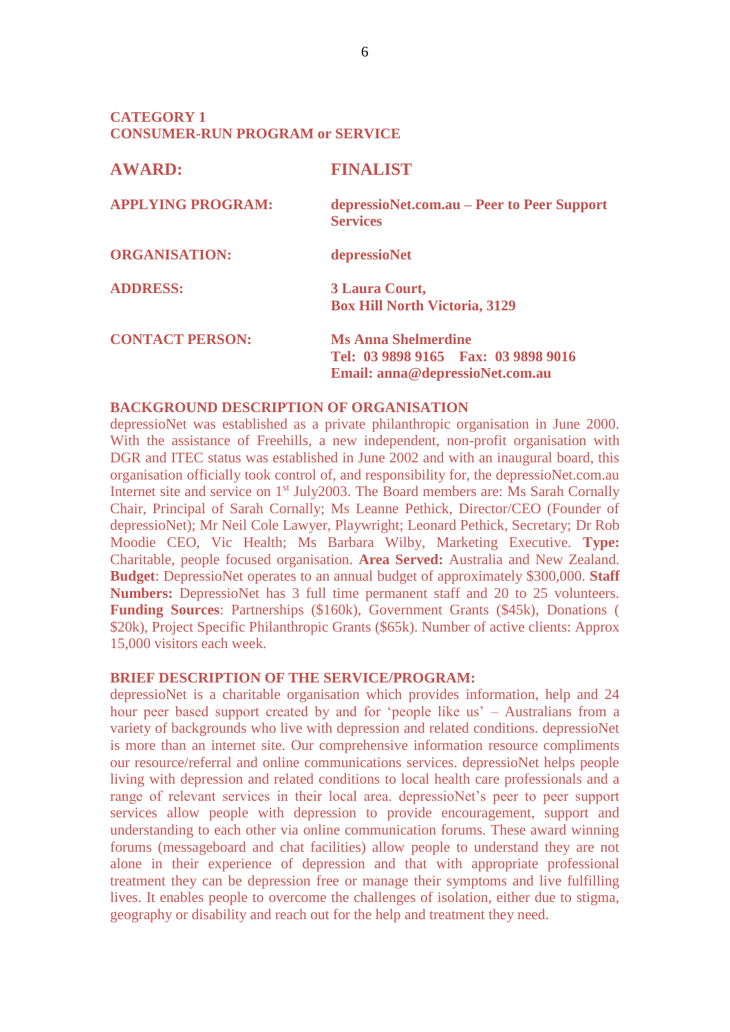## CATEGORY 1
## CONSUMER-RUN PROGRAM or SERVICE

| | |
|---|---|
| **AWARD:** | **FINALIST** |
| **APPLYING PROGRAM:** | **depressioNet.com.au – Peer to Peer Support Services** |
| **ORGANISATION:** | **depressioNet** |
| **ADDRESS:** | **3 Laura Court, Box Hill North Victoria, 3129** |
| **CONTACT PERSON:** | **Ms Anna Shelmerdine Tel: 03 9898 9165 Fax: 03 9898 9016 Email: anna@depressioNet.com.au** |

**BACKGROUND DESCRIPTION OF ORGANISATION**

depressioNet was established as a private philanthropic organisation in June 2000. With the assistance of Freehills, a new independent, non-profit organisation with DGR and ITEC status was established in June 2002 and with an inaugural board, this organisation officially took control of, and responsibility for, the depressioNet.com.au Internet site and service on 1st July2003. The Board members are: Ms Sarah Cornally Chair, Principal of Sarah Cornally; Ms Leanne Pethick, Director/CEO (Founder of depressioNet); Mr Neil Cole Lawyer, Playwright; Leonard Pethick, Secretary; Dr Rob Moodie CEO, Vic Health; Ms Barbara Wilby, Marketing Executive. **Type:** Charitable, people focused organisation. **Area Served:** Australia and New Zealand. **Budget**: DepressioNet operates to an annual budget of approximately $300,000. **Staff Numbers:** DepressioNet has 3 full time permanent staff and 20 to 25 volunteers. **Funding Sources**: Partnerships ($160k), Government Grants ($45k), Donations ( $20k), Project Specific Philanthropic Grants ($65k). Number of active clients: Approx 15,000 visitors each week.

**BRIEF DESCRIPTION OF THE SERVICE/PROGRAM:**

depressioNet is a charitable organisation which provides information, help and 24 hour peer based support created by and for 'people like us' – Australians from a variety of backgrounds who live with depression and related conditions. depressioNet is more than an internet site. Our comprehensive information resource compliments our resource/referral and online communications services. depressioNet helps people living with depression and related conditions to local health care professionals and a range of relevant services in their local area. depressioNet's peer to peer support services allow people with depression to provide encouragement, support and understanding to each other via online communication forums. These award winning forums (messageboard and chat facilities) allow people to understand they are not alone in their experience of depression and that with appropriate professional treatment they can be depression free or manage their symptoms and live fulfilling lives. It enables people to overcome the challenges of isolation, either due to stigma, geography or disability and reach out for the help and treatment they need.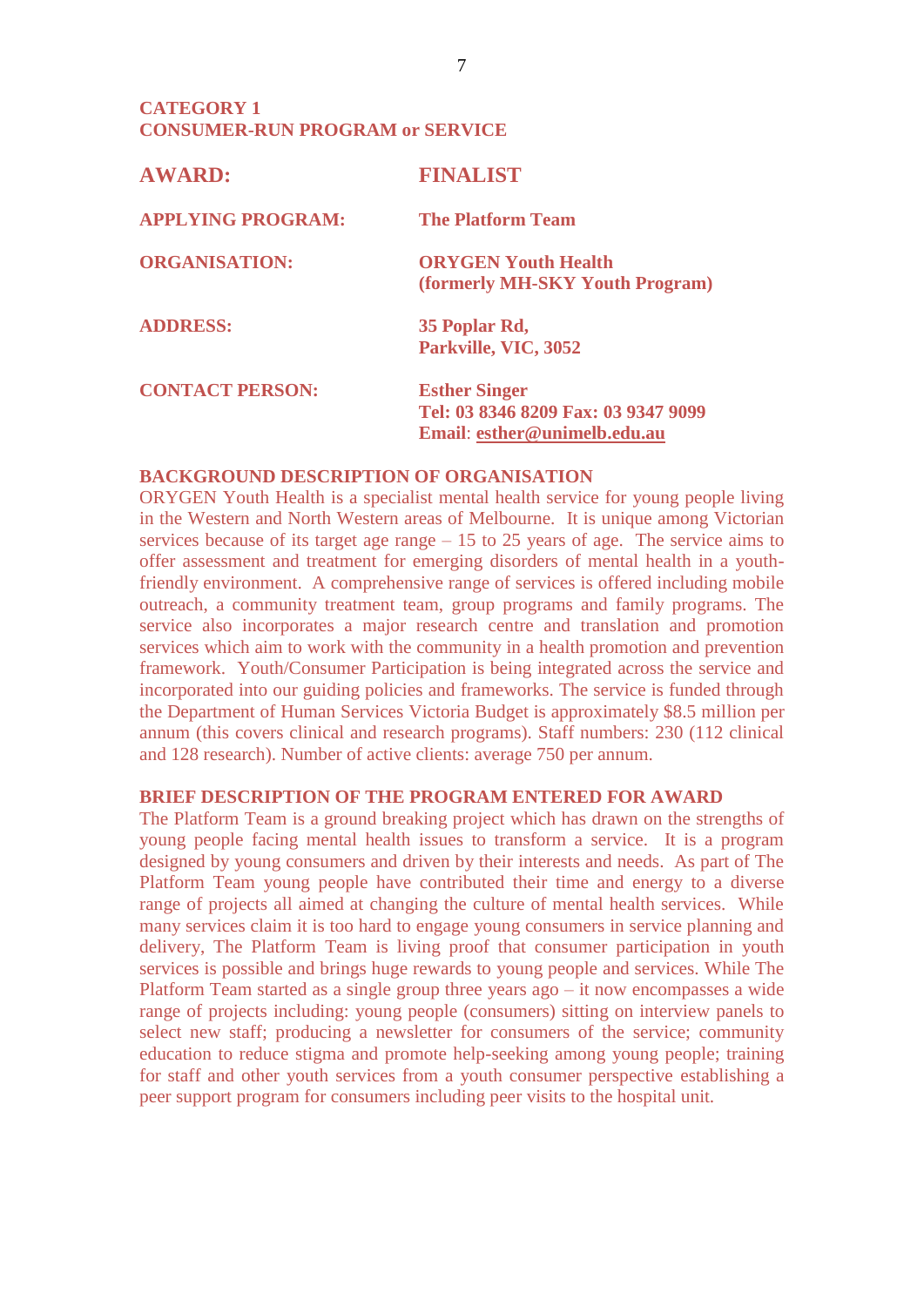## CATEGORY 1
## CONSUMER-RUN PROGRAM or SERVICE

| | |
|---|---|
| **AWARD:** | **FINALIST** |
| **APPLYING PROGRAM:** | **The Platform Team** |
| **ORGANISATION:** | **ORYGEN Youth Health (formerly MH-SKY Youth Program)** |
| **ADDRESS:** | **35 Poplar Rd, Parkville, VIC, 3052** |
| **CONTACT PERSON:** | **Esther Singer**<br>**Tel: 03 8346 8209 Fax: 03 9347 9099**<br>**Email: esther@unimelb.edu.au** |

### BACKGROUND DESCRIPTION OF ORGANISATION

ORYGEN Youth Health is a specialist mental health service for young people living in the Western and North Western areas of Melbourne. It is unique among Victorian services because of its target age range – 15 to 25 years of age. The service aims to offer assessment and treatment for emerging disorders of mental health in a youth-friendly environment. A comprehensive range of services is offered including mobile outreach, a community treatment team, group programs and family programs. The service also incorporates a major research centre and translation and promotion services which aim to work with the community in a health promotion and prevention framework. Youth/Consumer Participation is being integrated across the service and incorporated into our guiding policies and frameworks. The service is funded through the Department of Human Services Victoria Budget is approximately $8.5 million per annum (this covers clinical and research programs). Staff numbers: 230 (112 clinical and 128 research). Number of active clients: average 750 per annum.

### BRIEF DESCRIPTION OF THE PROGRAM ENTERED FOR AWARD

The Platform Team is a ground breaking project which has drawn on the strengths of young people facing mental health issues to transform a service. It is a program designed by young consumers and driven by their interests and needs. As part of The Platform Team young people have contributed their time and energy to a diverse range of projects all aimed at changing the culture of mental health services. While many services claim it is too hard to engage young consumers in service planning and delivery, The Platform Team is living proof that consumer participation in youth services is possible and brings huge rewards to young people and services. While The Platform Team started as a single group three years ago – it now encompasses a wide range of projects including: young people (consumers) sitting on interview panels to select new staff; producing a newsletter for consumers of the service; community education to reduce stigma and promote help-seeking among young people; training for staff and other youth services from a youth consumer perspective establishing a peer support program for consumers including peer visits to the hospital unit.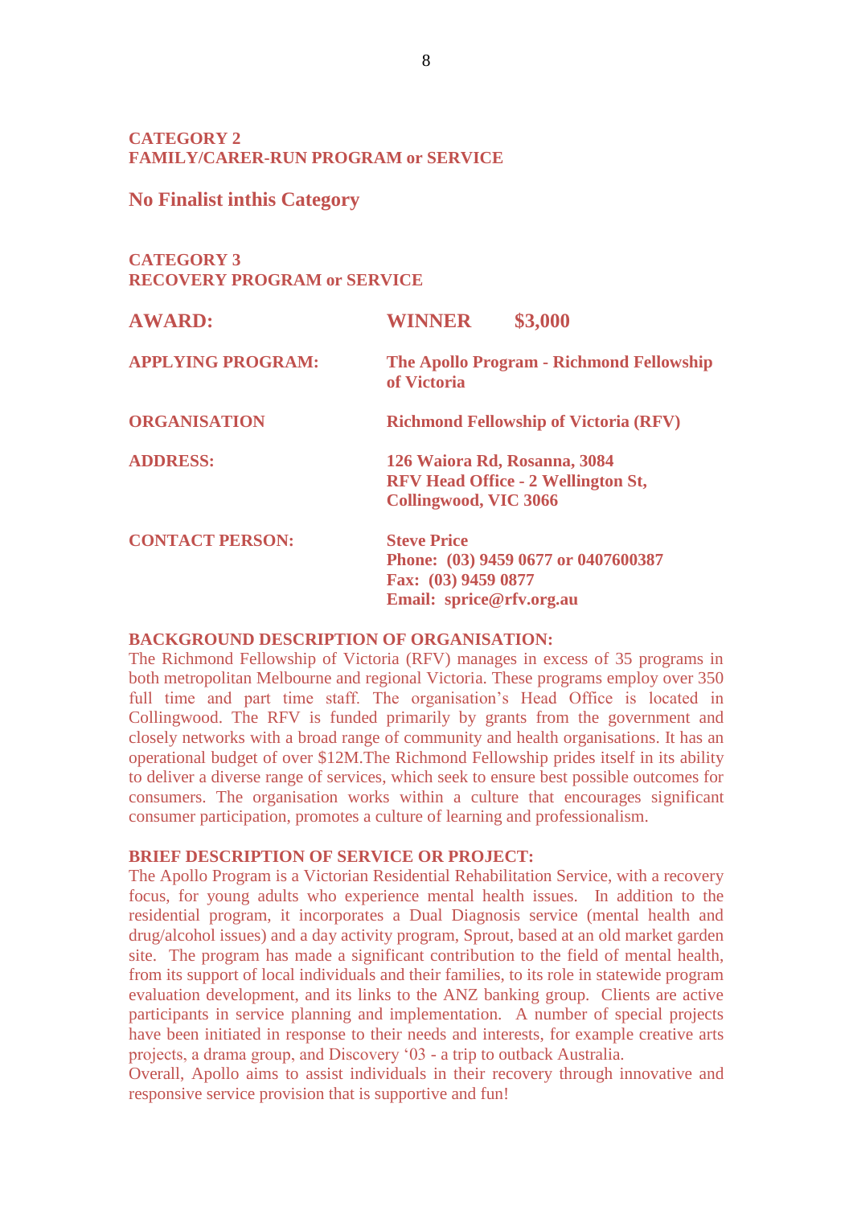**CATEGORY 2**
**FAMILY/CARER-RUN PROGRAM or SERVICE**

**No Finalist inthis Category**

**CATEGORY 3**
**RECOVERY PROGRAM or SERVICE**

| | |
|---|---|
| **AWARD:** | **WINNER $3,000** |
| **APPLYING PROGRAM:** | **The Apollo Program - Richmond Fellowship of Victoria** |
| **ORGANISATION** | **Richmond Fellowship of Victoria (RFV)** |
| **ADDRESS:** | **126 Waiora Rd, Rosanna, 3084**<br>**RFV Head Office - 2 Wellington St, Collingwood, VIC 3066** |
| **CONTACT PERSON:** | **Steve Price**<br>**Phone: (03) 9459 0677 or 0407600387**<br>**Fax: (03) 9459 0877**<br>**Email: sprice@rfv.org.au** |

**BACKGROUND DESCRIPTION OF ORGANISATION:**
The Richmond Fellowship of Victoria (RFV) manages in excess of 35 programs in both metropolitan Melbourne and regional Victoria. These programs employ over 350 full time and part time staff. The organisation's Head Office is located in Collingwood. The RFV is funded primarily by grants from the government and closely networks with a broad range of community and health organisations. It has an operational budget of over $12M.The Richmond Fellowship prides itself in its ability to deliver a diverse range of services, which seek to ensure best possible outcomes for consumers. The organisation works within a culture that encourages significant consumer participation, promotes a culture of learning and professionalism.

**BRIEF DESCRIPTION OF SERVICE OR PROJECT:**
The Apollo Program is a Victorian Residential Rehabilitation Service, with a recovery focus, for young adults who experience mental health issues. In addition to the residential program, it incorporates a Dual Diagnosis service (mental health and drug/alcohol issues) and a day activity program, Sprout, based at an old market garden site. The program has made a significant contribution to the field of mental health, from its support of local individuals and their families, to its role in statewide program evaluation development, and its links to the ANZ banking group. Clients are active participants in service planning and implementation. A number of special projects have been initiated in response to their needs and interests, for example creative arts projects, a drama group, and Discovery '03 - a trip to outback Australia.
Overall, Apollo aims to assist individuals in their recovery through innovative and responsive service provision that is supportive and fun!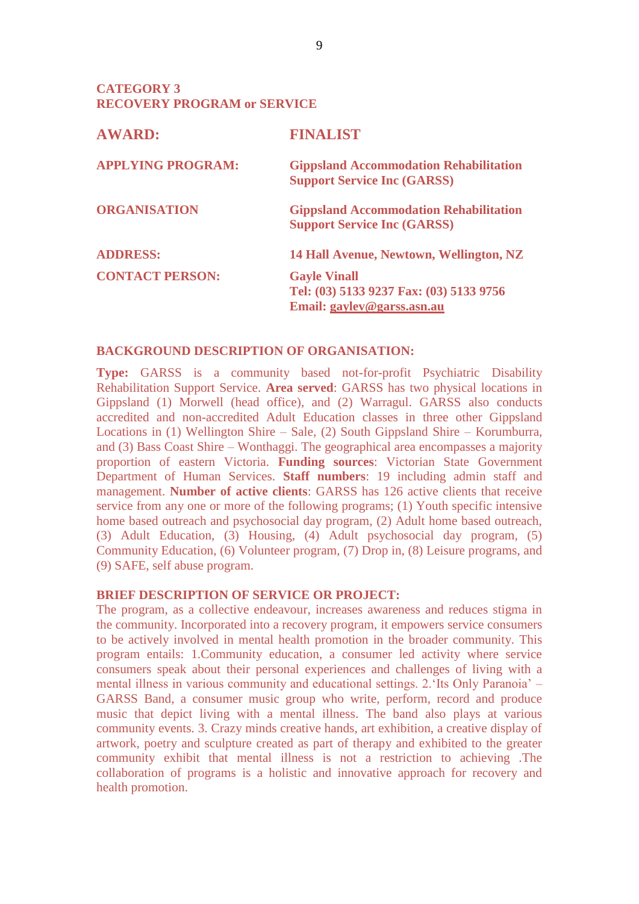## CATEGORY 3
## RECOVERY PROGRAM or SERVICE

| | |
|---|---|
| **AWARD:** | **FINALIST** |
| **APPLYING PROGRAM:** | **Gippsland Accommodation Rehabilitation Support Service Inc (GARSS)** |
| **ORGANISATION** | **Gippsland Accommodation Rehabilitation Support Service Inc (GARSS)** |
| **ADDRESS:** | **14 Hall Avenue, Newtown, Wellington, NZ** |
| **CONTACT PERSON:** | **Gayle Vinall**<br>**Tel: (03) 5133 9237 Fax: (03) 5133 9756**<br>**Email: gaylev@garss.asn.au** |

**BACKGROUND DESCRIPTION OF ORGANISATION:**

**Type:** GARSS is a community based not-for-profit Psychiatric Disability Rehabilitation Support Service. **Area served**: GARSS has two physical locations in Gippsland (1) Morwell (head office), and (2) Warragul. GARSS also conducts accredited and non-accredited Adult Education classes in three other Gippsland Locations in (1) Wellington Shire – Sale, (2) South Gippsland Shire – Korumburra, and (3) Bass Coast Shire – Wonthaggi. The geographical area encompasses a majority proportion of eastern Victoria. **Funding sources**: Victorian State Government Department of Human Services. **Staff numbers**: 19 including admin staff and management. **Number of active clients**: GARSS has 126 active clients that receive service from any one or more of the following programs; (1) Youth specific intensive home based outreach and psychosocial day program, (2) Adult home based outreach, (3) Adult Education, (3) Housing, (4) Adult psychosocial day program, (5) Community Education, (6) Volunteer program, (7) Drop in, (8) Leisure programs, and (9) SAFE, self abuse program.

**BRIEF DESCRIPTION OF SERVICE OR PROJECT:**

The program, as a collective endeavour, increases awareness and reduces stigma in the community. Incorporated into a recovery program, it empowers service consumers to be actively involved in mental health promotion in the broader community. This program entails: 1.Community education, a consumer led activity where service consumers speak about their personal experiences and challenges of living with a mental illness in various community and educational settings. 2.'Its Only Paranoia' – GARSS Band, a consumer music group who write, perform, record and produce music that depict living with a mental illness. The band also plays at various community events. 3. Crazy minds creative hands, art exhibition, a creative display of artwork, poetry and sculpture created as part of therapy and exhibited to the greater community exhibit that mental illness is not a restriction to achieving .The collaboration of programs is a holistic and innovative approach for recovery and health promotion.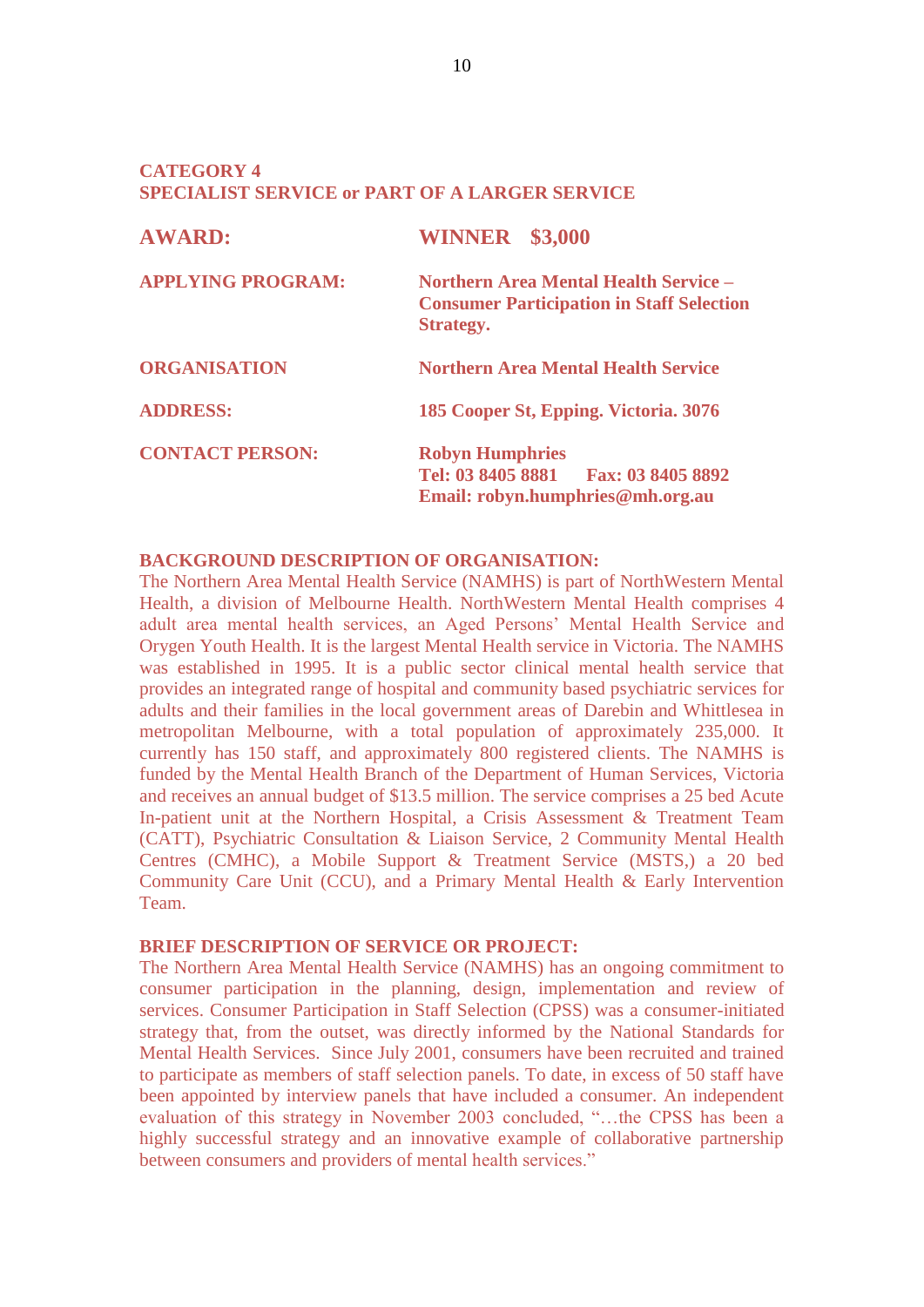## CATEGORY 4
## SPECIALIST SERVICE or PART OF A LARGER SERVICE

| | |
|---|---|
| **AWARD:** | **WINNER $3,000** |
| **APPLYING PROGRAM:** | **Northern Area Mental Health Service – Consumer Participation in Staff Selection Strategy.** |
| **ORGANISATION** | **Northern Area Mental Health Service** |
| **ADDRESS:** | **185 Cooper St, Epping. Victoria. 3076** |
| **CONTACT PERSON:** | **Robyn Humphries**<br>**Tel: 03 8405 8881 Fax: 03 8405 8892**<br>**Email: robyn.humphries@mh.org.au** |

**BACKGROUND DESCRIPTION OF ORGANISATION:**

The Northern Area Mental Health Service (NAMHS) is part of NorthWestern Mental Health, a division of Melbourne Health. NorthWestern Mental Health comprises 4 adult area mental health services, an Aged Persons' Mental Health Service and Orygen Youth Health. It is the largest Mental Health service in Victoria. The NAMHS was established in 1995. It is a public sector clinical mental health service that provides an integrated range of hospital and community based psychiatric services for adults and their families in the local government areas of Darebin and Whittlesea in metropolitan Melbourne, with a total population of approximately 235,000. It currently has 150 staff, and approximately 800 registered clients. The NAMHS is funded by the Mental Health Branch of the Department of Human Services, Victoria and receives an annual budget of $13.5 million. The service comprises a 25 bed Acute In-patient unit at the Northern Hospital, a Crisis Assessment & Treatment Team (CATT), Psychiatric Consultation & Liaison Service, 2 Community Mental Health Centres (CMHC), a Mobile Support & Treatment Service (MSTS,) a 20 bed Community Care Unit (CCU), and a Primary Mental Health & Early Intervention Team.

**BRIEF DESCRIPTION OF SERVICE OR PROJECT:**

The Northern Area Mental Health Service (NAMHS) has an ongoing commitment to consumer participation in the planning, design, implementation and review of services. Consumer Participation in Staff Selection (CPSS) was a consumer-initiated strategy that, from the outset, was directly informed by the National Standards for Mental Health Services. Since July 2001, consumers have been recruited and trained to participate as members of staff selection panels. To date, in excess of 50 staff have been appointed by interview panels that have included a consumer. An independent evaluation of this strategy in November 2003 concluded, "…the CPSS has been a highly successful strategy and an innovative example of collaborative partnership between consumers and providers of mental health services."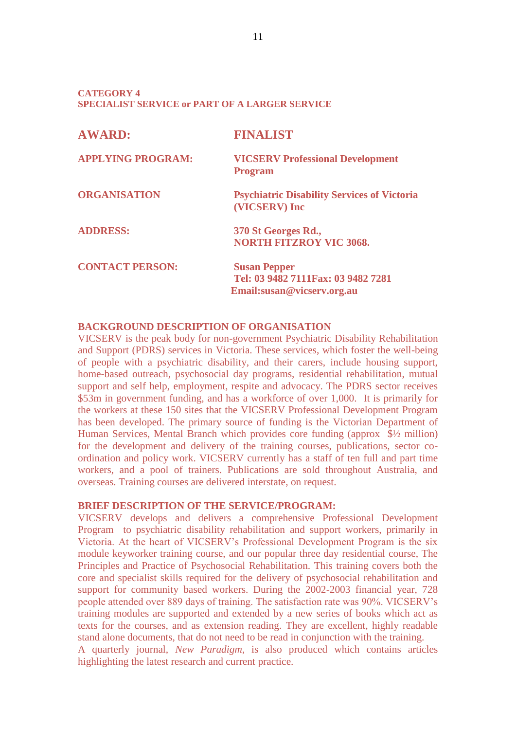**CATEGORY 4**
**SPECIALIST SERVICE or PART OF A LARGER SERVICE**

| | |
|---|---|
| **AWARD:** | **FINALIST** |
| **APPLYING PROGRAM:** | **VICSERV Professional Development Program** |
| **ORGANISATION** | **Psychiatric Disability Services of Victoria (VICSERV) Inc** |
| **ADDRESS:** | **370 St Georges Rd., NORTH FITZROY VIC 3068.** |
| **CONTACT PERSON:** | **Susan Pepper<br>Tel: 03 9482 7111Fax: 03 9482 7281<br>Email:susan@vicserv.org.au** |

**BACKGROUND DESCRIPTION OF ORGANISATION**

VICSERV is the peak body for non-government Psychiatric Disability Rehabilitation and Support (PDRS) services in Victoria. These services, which foster the well-being of people with a psychiatric disability, and their carers, include housing support, home-based outreach, psychosocial day programs, residential rehabilitation, mutual support and self help, employment, respite and advocacy. The PDRS sector receives $53m in government funding, and has a workforce of over 1,000. It is primarily for the workers at these 150 sites that the VICSERV Professional Development Program has been developed. The primary source of funding is the Victorian Department of Human Services, Mental Branch which provides core funding (approx $½ million) for the development and delivery of the training courses, publications, sector co-ordination and policy work. VICSERV currently has a staff of ten full and part time workers, and a pool of trainers. Publications are sold throughout Australia, and overseas. Training courses are delivered interstate, on request.

**BRIEF DESCRIPTION OF THE SERVICE/PROGRAM:**

VICSERV develops and delivers a comprehensive Professional Development Program to psychiatric disability rehabilitation and support workers, primarily in Victoria. At the heart of VICSERV's Professional Development Program is the six module keyworker training course, and our popular three day residential course, The Principles and Practice of Psychosocial Rehabilitation. This training covers both the core and specialist skills required for the delivery of psychosocial rehabilitation and support for community based workers. During the 2002-2003 financial year, 728 people attended over 889 days of training. The satisfaction rate was 90%. VICSERV's training modules are supported and extended by a new series of books which act as texts for the courses, and as extension reading. They are excellent, highly readable stand alone documents, that do not need to be read in conjunction with the training.

A quarterly journal, *New Paradigm*, is also produced which contains articles highlighting the latest research and current practice.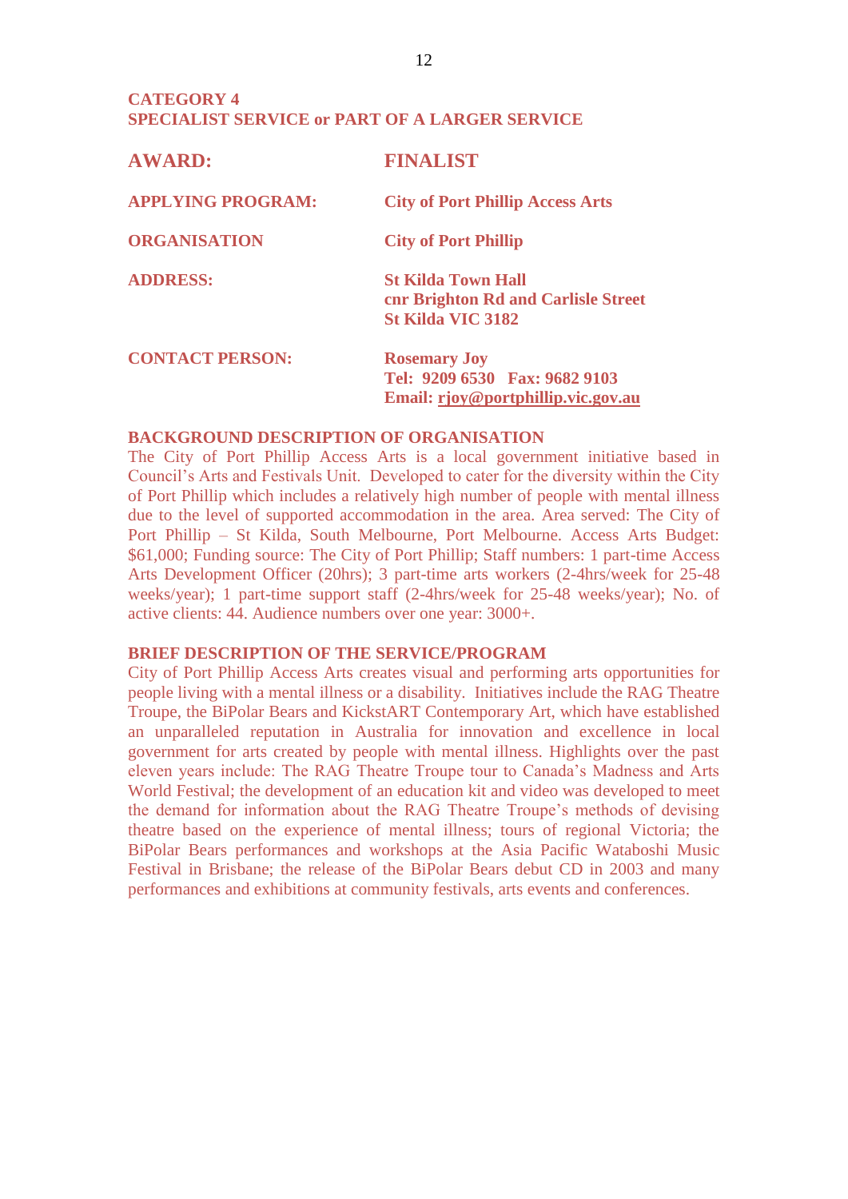## CATEGORY 4
## SPECIALIST SERVICE or PART OF A LARGER SERVICE

| | |
|---|---|
| **AWARD:** | **FINALIST** |
| **APPLYING PROGRAM:** | **City of Port Phillip Access Arts** |
| **ORGANISATION** | **City of Port Phillip** |
| **ADDRESS:** | **St Kilda Town Hall**<br>**cnr Brighton Rd and Carlisle Street**<br>**St Kilda VIC 3182** |
| **CONTACT PERSON:** | **Rosemary Joy**<br>**Tel: 9209 6530 Fax: 9682 9103**<br>**Email: rjoy@portphillip.vic.gov.au** |

**BACKGROUND DESCRIPTION OF ORGANISATION**

The City of Port Phillip Access Arts is a local government initiative based in Council's Arts and Festivals Unit. Developed to cater for the diversity within the City of Port Phillip which includes a relatively high number of people with mental illness due to the level of supported accommodation in the area. Area served: The City of Port Phillip – St Kilda, South Melbourne, Port Melbourne. Access Arts Budget: $61,000; Funding source: The City of Port Phillip; Staff numbers: 1 part-time Access Arts Development Officer (20hrs); 3 part-time arts workers (2-4hrs/week for 25-48 weeks/year); 1 part-time support staff (2-4hrs/week for 25-48 weeks/year); No. of active clients: 44. Audience numbers over one year: 3000+.

**BRIEF DESCRIPTION OF THE SERVICE/PROGRAM**

City of Port Phillip Access Arts creates visual and performing arts opportunities for people living with a mental illness or a disability. Initiatives include the RAG Theatre Troupe, the BiPolar Bears and KickstART Contemporary Art, which have established an unparalleled reputation in Australia for innovation and excellence in local government for arts created by people with mental illness. Highlights over the past eleven years include: The RAG Theatre Troupe tour to Canada's Madness and Arts World Festival; the development of an education kit and video was developed to meet the demand for information about the RAG Theatre Troupe's methods of devising theatre based on the experience of mental illness; tours of regional Victoria; the BiPolar Bears performances and workshops at the Asia Pacific Wataboshi Music Festival in Brisbane; the release of the BiPolar Bears debut CD in 2003 and many performances and exhibitions at community festivals, arts events and conferences.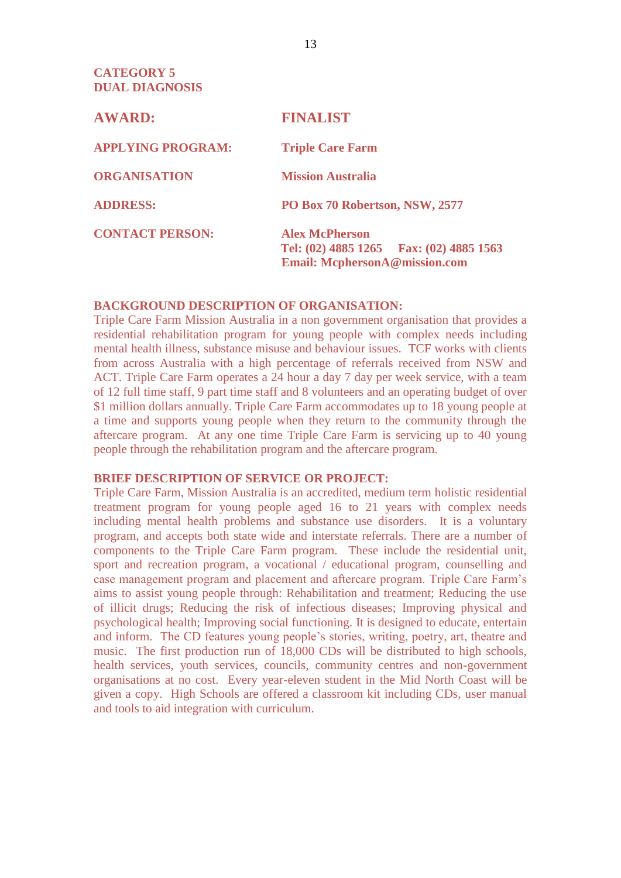## CATEGORY 5
## DUAL DIAGNOSIS

| | |
|---|---|
| **AWARD:** | **FINALIST** |
| **APPLYING PROGRAM:** | **Triple Care Farm** |
| **ORGANISATION** | **Mission Australia** |
| **ADDRESS:** | **PO Box 70 Robertson, NSW, 2577** |
| **CONTACT PERSON:** | **Alex McPherson**<br>**Tel: (02) 4885 1265 Fax: (02) 4885 1563**<br>**Email: McphersonA@mission.com** |

**BACKGROUND DESCRIPTION OF ORGANISATION:**

Triple Care Farm Mission Australia in a non government organisation that provides a residential rehabilitation program for young people with complex needs including mental health illness, substance misuse and behaviour issues. TCF works with clients from across Australia with a high percentage of referrals received from NSW and ACT. Triple Care Farm operates a 24 hour a day 7 day per week service, with a team of 12 full time staff, 9 part time staff and 8 volunteers and an operating budget of over $1 million dollars annually. Triple Care Farm accommodates up to 18 young people at a time and supports young people when they return to the community through the aftercare program. At any one time Triple Care Farm is servicing up to 40 young people through the rehabilitation program and the aftercare program.

**BRIEF DESCRIPTION OF SERVICE OR PROJECT:**

Triple Care Farm, Mission Australia is an accredited, medium term holistic residential treatment program for young people aged 16 to 21 years with complex needs including mental health problems and substance use disorders. It is a voluntary program, and accepts both state wide and interstate referrals. There are a number of components to the Triple Care Farm program. These include the residential unit, sport and recreation program, a vocational / educational program, counselling and case management program and placement and aftercare program. Triple Care Farm's aims to assist young people through: Rehabilitation and treatment; Reducing the use of illicit drugs; Reducing the risk of infectious diseases; Improving physical and psychological health; Improving social functioning. It is designed to educate, entertain and inform. The CD features young people's stories, writing, poetry, art, theatre and music. The first production run of 18,000 CDs will be distributed to high schools, health services, youth services, councils, community centres and non-government organisations at no cost. Every year-eleven student in the Mid North Coast will be given a copy. High Schools are offered a classroom kit including CDs, user manual and tools to aid integration with curriculum.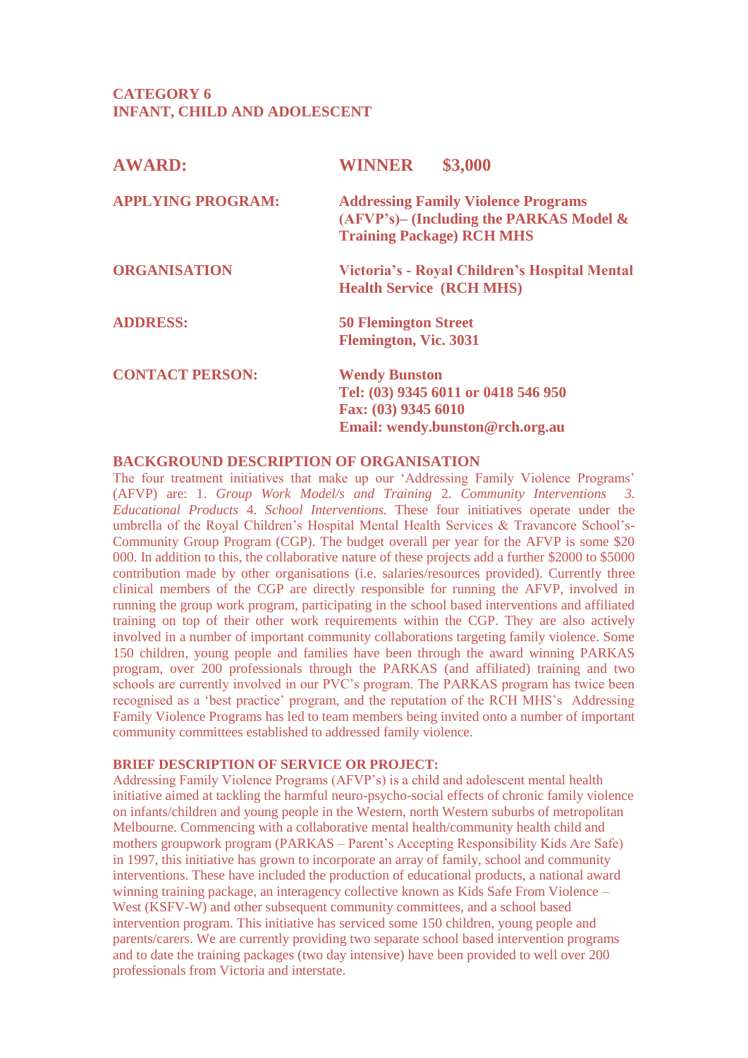**CATEGORY 6**
**INFANT, CHILD AND ADOLESCENT**

| | |
|---|---|
| **AWARD:** | **WINNER $3,000** |
| **APPLYING PROGRAM:** | **Addressing Family Violence Programs (AFVP's)– (Including the PARKAS Model & Training Package) RCH MHS** |
| **ORGANISATION** | **Victoria's - Royal Children's Hospital Mental Health Service (RCH MHS)** |
| **ADDRESS:** | **50 Flemington Street Flemington, Vic. 3031** |
| **CONTACT PERSON:** | **Wendy Bunston Tel: (03) 9345 6011 or 0418 546 950 Fax: (03) 9345 6010 Email: wendy.bunston@rch.org.au** |

**BACKGROUND DESCRIPTION OF ORGANISATION**

The four treatment initiatives that make up our 'Addressing Family Violence Programs' (AFVP) are: 1. *Group Work Model/s and Training* 2. *Community Interventions* 3. *Educational Products* 4. *School Interventions.* These four initiatives operate under the umbrella of the Royal Children's Hospital Mental Health Services & Travancore School's-Community Group Program (CGP). The budget overall per year for the AFVP is some $20 000. In addition to this, the collaborative nature of these projects add a further $2000 to $5000 contribution made by other organisations (i.e. salaries/resources provided). Currently three clinical members of the CGP are directly responsible for running the AFVP, involved in running the group work program, participating in the school based interventions and affiliated training on top of their other work requirements within the CGP. They are also actively involved in a number of important community collaborations targeting family violence. Some 150 children, young people and families have been through the award winning PARKAS program, over 200 professionals through the PARKAS (and affiliated) training and two schools are currently involved in our PVC's program. The PARKAS program has twice been recognised as a 'best practice' program, and the reputation of the RCH MHS's Addressing Family Violence Programs has led to team members being invited onto a number of important community committees established to addressed family violence.

**BRIEF DESCRIPTION OF SERVICE OR PROJECT:**

Addressing Family Violence Programs (AFVP's) is a child and adolescent mental health initiative aimed at tackling the harmful neuro-psycho-social effects of chronic family violence on infants/children and young people in the Western, north Western suburbs of metropolitan Melbourne. Commencing with a collaborative mental health/community health child and mothers groupwork program (PARKAS – Parent's Accepting Responsibility Kids Are Safe) in 1997, this initiative has grown to incorporate an array of family, school and community interventions. These have included the production of educational products, a national award winning training package, an interagency collective known as Kids Safe From Violence – West (KSFV-W) and other subsequent community committees, and a school based intervention program. This initiative has serviced some 150 children, young people and parents/carers. We are currently providing two separate school based intervention programs and to date the training packages (two day intensive) have been provided to well over 200 professionals from Victoria and interstate.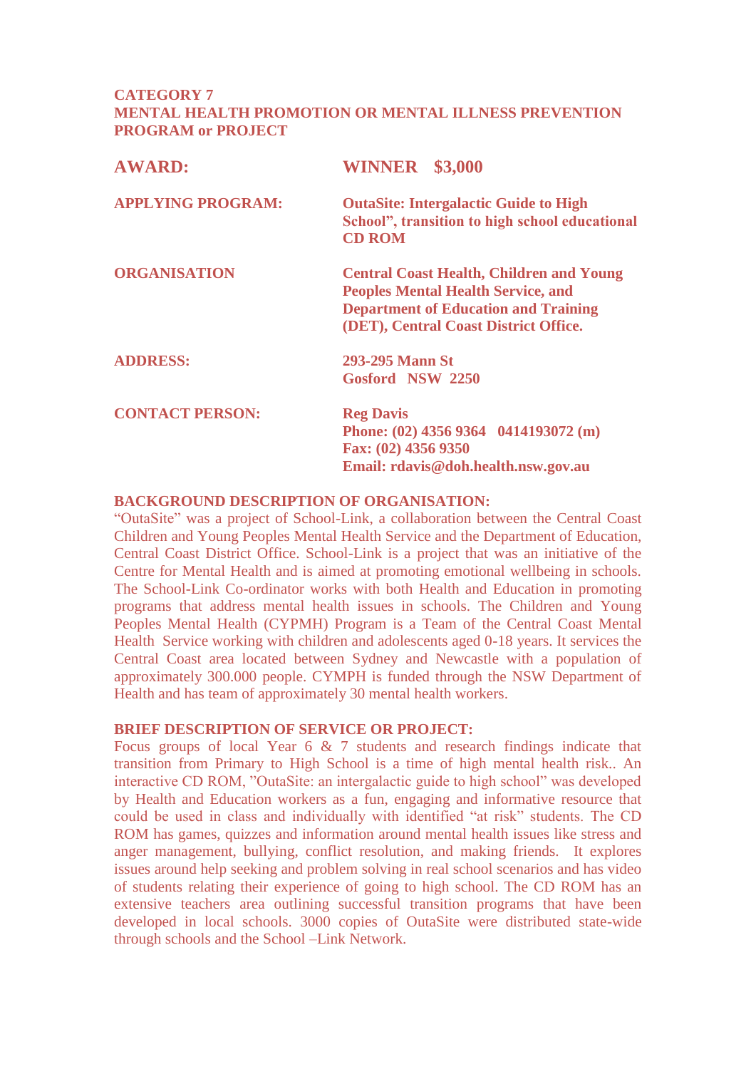## CATEGORY 7
## MENTAL HEALTH PROMOTION OR MENTAL ILLNESS PREVENTION PROGRAM or PROJECT

| | |
|---|---|
| **AWARD:** | **WINNER $3,000** |
| **APPLYING PROGRAM:** | **OutaSite: Intergalactic Guide to High School", transition to high school educational CD ROM** |
| **ORGANISATION** | **Central Coast Health, Children and Young Peoples Mental Health Service, and Department of Education and Training (DET), Central Coast District Office.** |
| **ADDRESS:** | **293-295 Mann St**<br>**Gosford NSW 2250** |
| **CONTACT PERSON:** | **Reg Davis**<br>**Phone: (02) 4356 9364 0414193072 (m)**<br>**Fax: (02) 4356 9350**<br>**Email: rdavis@doh.health.nsw.gov.au** |

**BACKGROUND DESCRIPTION OF ORGANISATION:**

"OutaSite" was a project of School-Link, a collaboration between the Central Coast Children and Young Peoples Mental Health Service and the Department of Education, Central Coast District Office. School-Link is a project that was an initiative of the Centre for Mental Health and is aimed at promoting emotional wellbeing in schools. The School-Link Co-ordinator works with both Health and Education in promoting programs that address mental health issues in schools. The Children and Young Peoples Mental Health (CYPMH) Program is a Team of the Central Coast Mental Health Service working with children and adolescents aged 0-18 years. It services the Central Coast area located between Sydney and Newcastle with a population of approximately 300.000 people. CYMPH is funded through the NSW Department of Health and has team of approximately 30 mental health workers.

**BRIEF DESCRIPTION OF SERVICE OR PROJECT:**

Focus groups of local Year 6 & 7 students and research findings indicate that transition from Primary to High School is a time of high mental health risk.. An interactive CD ROM, "OutaSite: an intergalactic guide to high school" was developed by Health and Education workers as a fun, engaging and informative resource that could be used in class and individually with identified "at risk" students. The CD ROM has games, quizzes and information around mental health issues like stress and anger management, bullying, conflict resolution, and making friends. It explores issues around help seeking and problem solving in real school scenarios and has video of students relating their experience of going to high school. The CD ROM has an extensive teachers area outlining successful transition programs that have been developed in local schools. 3000 copies of OutaSite were distributed state-wide through schools and the School –Link Network.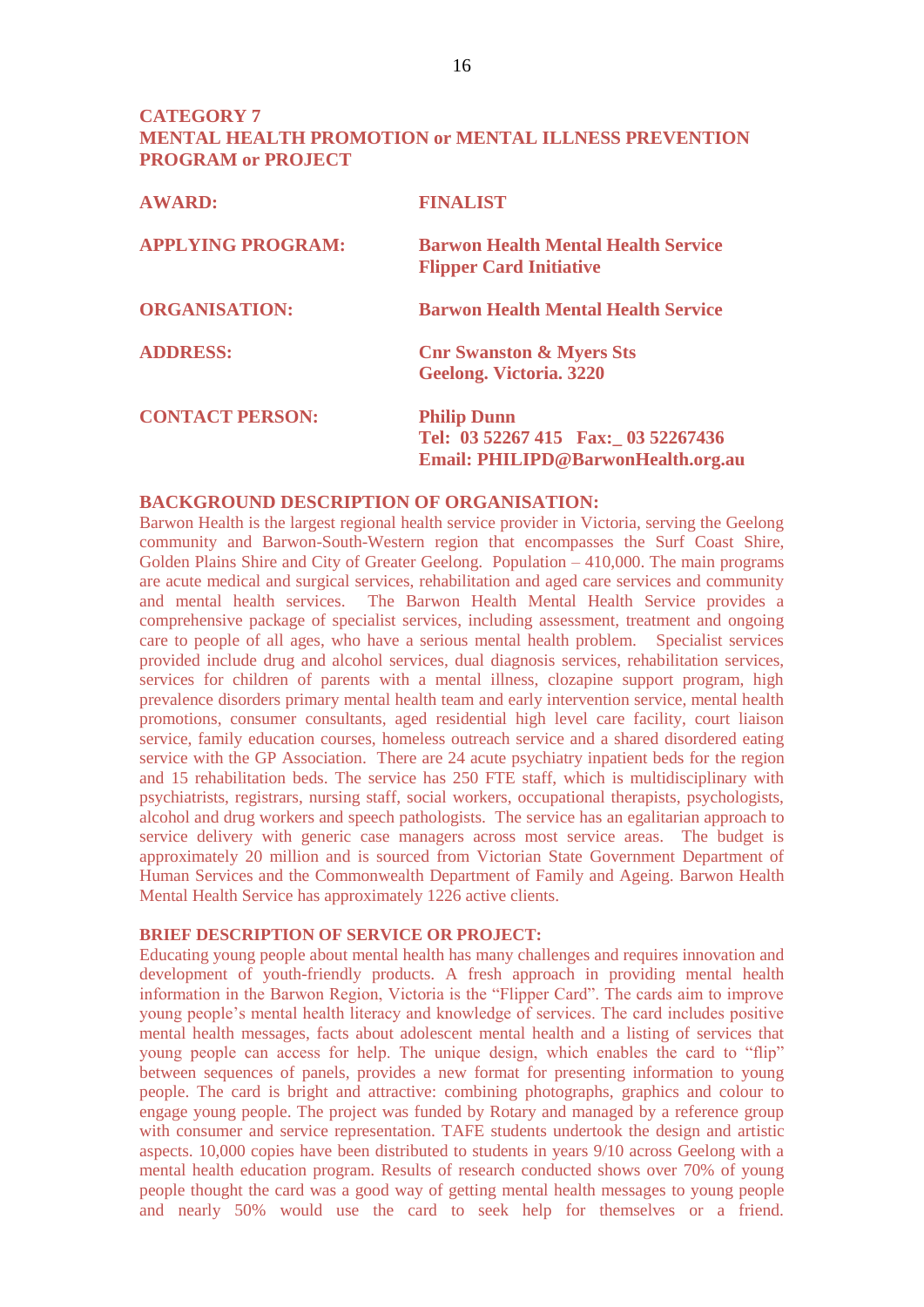## CATEGORY 7
## MENTAL HEALTH PROMOTION or MENTAL ILLNESS PREVENTION PROGRAM or PROJECT

| | |
|---|---|
| **AWARD:** | **FINALIST** |
| **APPLYING PROGRAM:** | **Barwon Health Mental Health Service Flipper Card Initiative** |
| **ORGANISATION:** | **Barwon Health Mental Health Service** |
| **ADDRESS:** | **Cnr Swanston & Myers Sts Geelong. Victoria. 3220** |
| **CONTACT PERSON:** | **Philip Dunn**<br>**Tel: 03 52267 415 Fax:_ 03 52267436**<br>**Email: PHILIPD@BarwonHealth.org.au** |

**BACKGROUND DESCRIPTION OF ORGANISATION:**
Barwon Health is the largest regional health service provider in Victoria, serving the Geelong community and Barwon-South-Western region that encompasses the Surf Coast Shire, Golden Plains Shire and City of Greater Geelong. Population – 410,000. The main programs are acute medical and surgical services, rehabilitation and aged care services and community and mental health services. The Barwon Health Mental Health Service provides a comprehensive package of specialist services, including assessment, treatment and ongoing care to people of all ages, who have a serious mental health problem. Specialist services provided include drug and alcohol services, dual diagnosis services, rehabilitation services, services for children of parents with a mental illness, clozapine support program, high prevalence disorders primary mental health team and early intervention service, mental health promotions, consumer consultants, aged residential high level care facility, court liaison service, family education courses, homeless outreach service and a shared disordered eating service with the GP Association. There are 24 acute psychiatry inpatient beds for the region and 15 rehabilitation beds. The service has 250 FTE staff, which is multidisciplinary with psychiatrists, registrars, nursing staff, social workers, occupational therapists, psychologists, alcohol and drug workers and speech pathologists. The service has an egalitarian approach to service delivery with generic case managers across most service areas. The budget is approximately 20 million and is sourced from Victorian State Government Department of Human Services and the Commonwealth Department of Family and Ageing. Barwon Health Mental Health Service has approximately 1226 active clients.

**BRIEF DESCRIPTION OF SERVICE OR PROJECT:**
Educating young people about mental health has many challenges and requires innovation and development of youth-friendly products. A fresh approach in providing mental health information in the Barwon Region, Victoria is the "Flipper Card". The cards aim to improve young people's mental health literacy and knowledge of services. The card includes positive mental health messages, facts about adolescent mental health and a listing of services that young people can access for help. The unique design, which enables the card to "flip" between sequences of panels, provides a new format for presenting information to young people. The card is bright and attractive: combining photographs, graphics and colour to engage young people. The project was funded by Rotary and managed by a reference group with consumer and service representation. TAFE students undertook the design and artistic aspects. 10,000 copies have been distributed to students in years 9/10 across Geelong with a mental health education program. Results of research conducted shows over 70% of young people thought the card was a good way of getting mental health messages to young people and nearly 50% would use the card to seek help for themselves or a friend.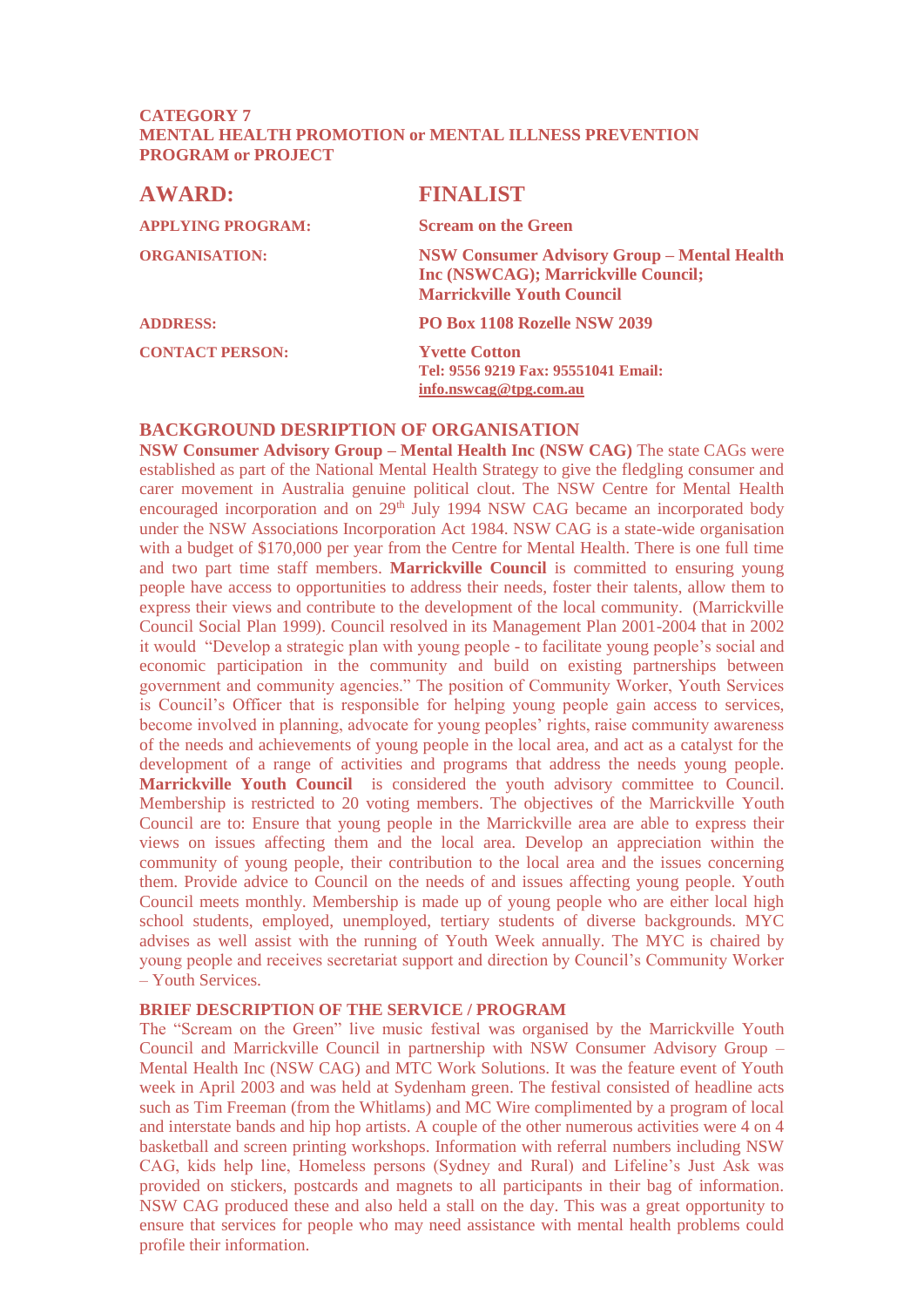**CATEGORY 7**
**MENTAL HEALTH PROMOTION or MENTAL ILLNESS PREVENTION PROGRAM or PROJECT**

| | |
|---|---|
| **AWARD:** | **FINALIST** |
| **APPLYING PROGRAM:** | **Scream on the Green** |
| **ORGANISATION:** | **NSW Consumer Advisory Group – Mental Health Inc (NSWCAG); Marrickville Council; Marrickville Youth Council** |
| **ADDRESS:** | **PO Box 1108 Rozelle NSW 2039** |
| **CONTACT PERSON:** | **Yvette Cotton** **Tel: 9556 9219 Fax: 95551041 Email: info.nswcag@tpg.com.au** |

## BACKGROUND DESRIPTION OF ORGANISATION

**NSW Consumer Advisory Group – Mental Health Inc (NSW CAG)** The state CAGs were established as part of the National Mental Health Strategy to give the fledgling consumer and carer movement in Australia genuine political clout. The NSW Centre for Mental Health encouraged incorporation and on 29th July 1994 NSW CAG became an incorporated body under the NSW Associations Incorporation Act 1984. NSW CAG is a state-wide organisation with a budget of $170,000 per year from the Centre for Mental Health. There is one full time and two part time staff members. **Marrickville Council** is committed to ensuring young people have access to opportunities to address their needs, foster their talents, allow them to express their views and contribute to the development of the local community. (Marrickville Council Social Plan 1999). Council resolved in its Management Plan 2001-2004 that in 2002 it would "Develop a strategic plan with young people - to facilitate young people's social and economic participation in the community and build on existing partnerships between government and community agencies." The position of Community Worker, Youth Services is Council's Officer that is responsible for helping young people gain access to services, become involved in planning, advocate for young peoples' rights, raise community awareness of the needs and achievements of young people in the local area, and act as a catalyst for the development of a range of activities and programs that address the needs young people. **Marrickville Youth Council** is considered the youth advisory committee to Council. Membership is restricted to 20 voting members. The objectives of the Marrickville Youth Council are to: Ensure that young people in the Marrickville area are able to express their views on issues affecting them and the local area. Develop an appreciation within the community of young people, their contribution to the local area and the issues concerning them. Provide advice to Council on the needs of and issues affecting young people. Youth Council meets monthly. Membership is made up of young people who are either local high school students, employed, unemployed, tertiary students of diverse backgrounds. MYC advises as well assist with the running of Youth Week annually. The MYC is chaired by young people and receives secretariat support and direction by Council's Community Worker – Youth Services.

### BRIEF DESCRIPTION OF THE SERVICE / PROGRAM

The "Scream on the Green" live music festival was organised by the Marrickville Youth Council and Marrickville Council in partnership with NSW Consumer Advisory Group – Mental Health Inc (NSW CAG) and MTC Work Solutions. It was the feature event of Youth week in April 2003 and was held at Sydenham green. The festival consisted of headline acts such as Tim Freeman (from the Whitlams) and MC Wire complimented by a program of local and interstate bands and hip hop artists. A couple of the other numerous activities were 4 on 4 basketball and screen printing workshops. Information with referral numbers including NSW CAG, kids help line, Homeless persons (Sydney and Rural) and Lifeline's Just Ask was provided on stickers, postcards and magnets to all participants in their bag of information. NSW CAG produced these and also held a stall on the day. This was a great opportunity to ensure that services for people who may need assistance with mental health problems could profile their information.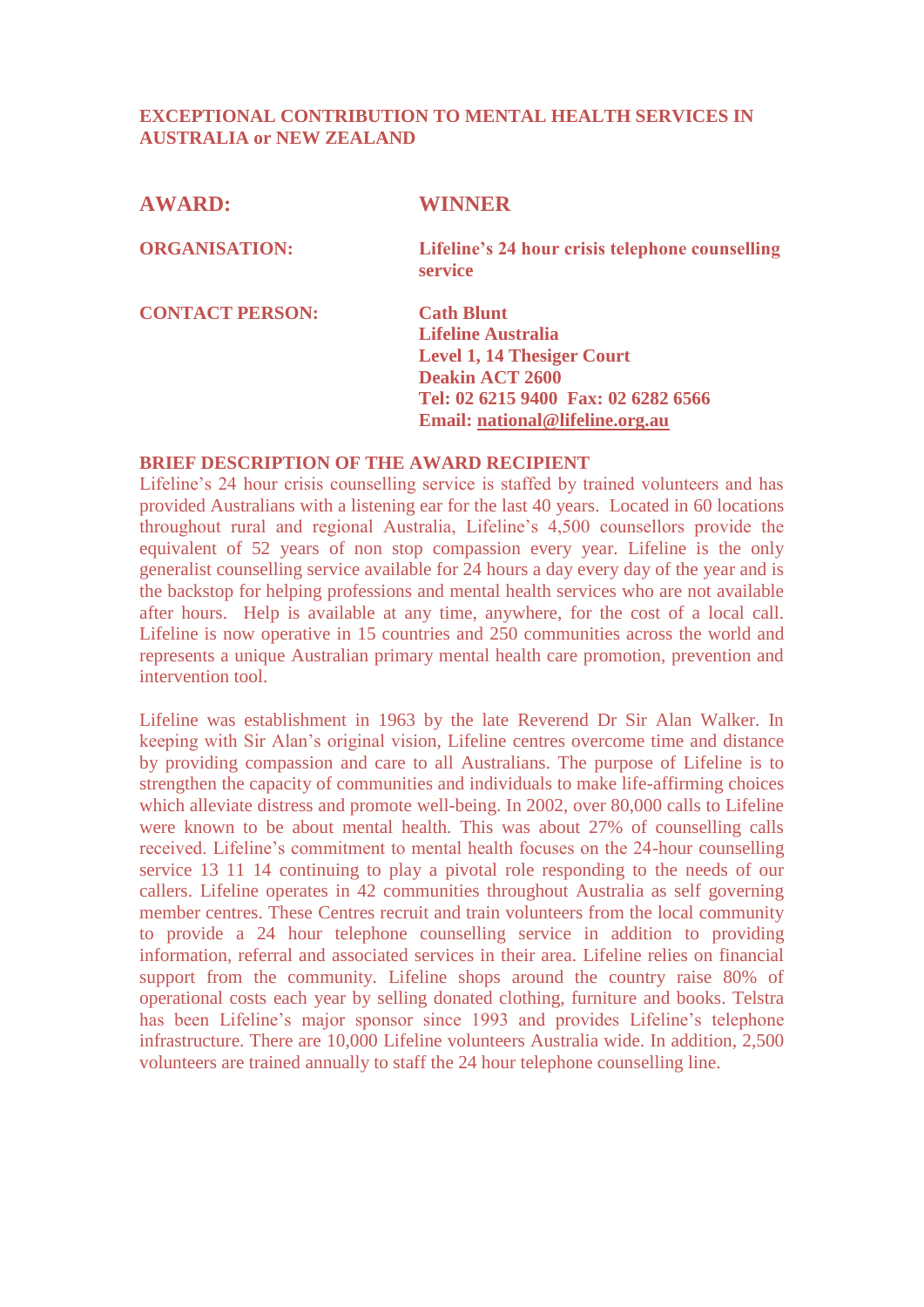## EXCEPTIONAL CONTRIBUTION TO MENTAL HEALTH SERVICES IN AUSTRALIA or NEW ZEALAND

| **AWARD:** | **WINNER** |
|---|---|
| **ORGANISATION:** | **Lifeline's 24 hour crisis telephone counselling service** |
| **CONTACT PERSON:** | **Cath Blunt**<br>**Lifeline Australia**<br>**Level 1, 14 Thesiger Court**<br>**Deakin ACT 2600**<br>**Tel: 02 6215 9400 Fax: 02 6282 6566**<br>**Email: national@lifeline.org.au** |

**BRIEF DESCRIPTION OF THE AWARD RECIPIENT**

Lifeline's 24 hour crisis counselling service is staffed by trained volunteers and has provided Australians with a listening ear for the last 40 years. Located in 60 locations throughout rural and regional Australia, Lifeline's 4,500 counsellors provide the equivalent of 52 years of non stop compassion every year. Lifeline is the only generalist counselling service available for 24 hours a day every day of the year and is the backstop for helping professions and mental health services who are not available after hours. Help is available at any time, anywhere, for the cost of a local call. Lifeline is now operative in 15 countries and 250 communities across the world and represents a unique Australian primary mental health care promotion, prevention and intervention tool.

Lifeline was establishment in 1963 by the late Reverend Dr Sir Alan Walker. In keeping with Sir Alan's original vision, Lifeline centres overcome time and distance by providing compassion and care to all Australians. The purpose of Lifeline is to strengthen the capacity of communities and individuals to make life-affirming choices which alleviate distress and promote well-being. In 2002, over 80,000 calls to Lifeline were known to be about mental health. This was about 27% of counselling calls received. Lifeline's commitment to mental health focuses on the 24-hour counselling service 13 11 14 continuing to play a pivotal role responding to the needs of our callers. Lifeline operates in 42 communities throughout Australia as self governing member centres. These Centres recruit and train volunteers from the local community to provide a 24 hour telephone counselling service in addition to providing information, referral and associated services in their area. Lifeline relies on financial support from the community. Lifeline shops around the country raise 80% of operational costs each year by selling donated clothing, furniture and books. Telstra has been Lifeline's major sponsor since 1993 and provides Lifeline's telephone infrastructure. There are 10,000 Lifeline volunteers Australia wide. In addition, 2,500 volunteers are trained annually to staff the 24 hour telephone counselling line.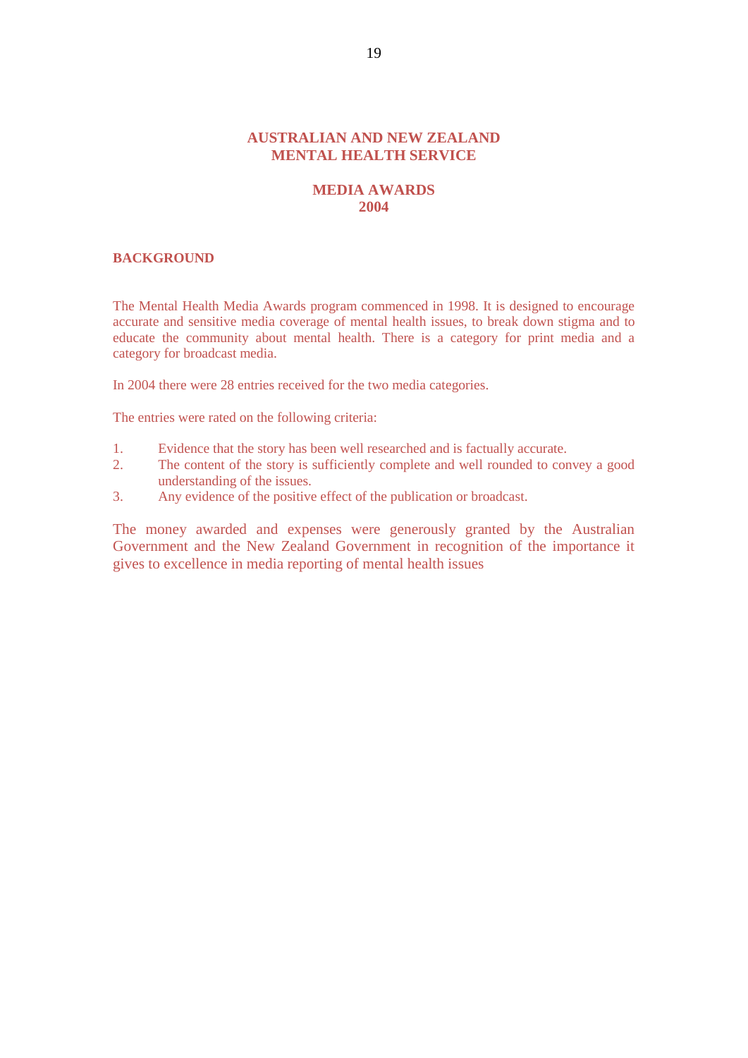# AUSTRALIAN AND NEW ZEALAND MENTAL HEALTH SERVICE

## MEDIA AWARDS 2004

### BACKGROUND

The Mental Health Media Awards program commenced in 1998. It is designed to encourage accurate and sensitive media coverage of mental health issues, to break down stigma and to educate the community about mental health. There is a category for print media and a category for broadcast media.

In 2004 there were 28 entries received for the two media categories.

The entries were rated on the following criteria:

1. Evidence that the story has been well researched and is factually accurate.
2. The content of the story is sufficiently complete and well rounded to convey a good understanding of the issues.
3. Any evidence of the positive effect of the publication or broadcast.

The money awarded and expenses were generously granted by the Australian Government and the New Zealand Government in recognition of the importance it gives to excellence in media reporting of mental health issues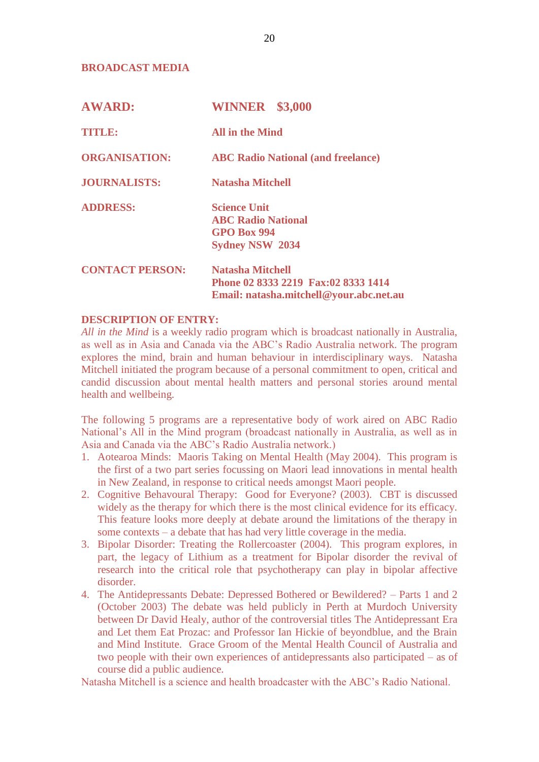## BROADCAST MEDIA

| | |
|---|---|
| **AWARD:** | **WINNER $3,000** |
| **TITLE:** | **All in the Mind** |
| **ORGANISATION:** | **ABC Radio National (and freelance)** |
| **JOURNALISTS:** | **Natasha Mitchell** |
| **ADDRESS:** | **Science Unit**<br>**ABC Radio National**<br>**GPO Box 994**<br>**Sydney NSW 2034** |
| **CONTACT PERSON:** | **Natasha Mitchell**<br>**Phone 02 8333 2219 Fax:02 8333 1414**<br>**Email: natasha.mitchell@your.abc.net.au** |

**DESCRIPTION OF ENTRY:**

*All in the Mind* is a weekly radio program which is broadcast nationally in Australia, as well as in Asia and Canada via the ABC's Radio Australia network. The program explores the mind, brain and human behaviour in interdisciplinary ways. Natasha Mitchell initiated the program because of a personal commitment to open, critical and candid discussion about mental health matters and personal stories around mental health and wellbeing.

The following 5 programs are a representative body of work aired on ABC Radio National's All in the Mind program (broadcast nationally in Australia, as well as in Asia and Canada via the ABC's Radio Australia network.)

1. Aotearoa Minds: Maoris Taking on Mental Health (May 2004). This program is the first of a two part series focussing on Maori lead innovations in mental health in New Zealand, in response to critical needs amongst Maori people.
2. Cognitive Behavoural Therapy: Good for Everyone? (2003). CBT is discussed widely as the therapy for which there is the most clinical evidence for its efficacy. This feature looks more deeply at debate around the limitations of the therapy in some contexts – a debate that has had very little coverage in the media.
3. Bipolar Disorder: Treating the Rollercoaster (2004). This program explores, in part, the legacy of Lithium as a treatment for Bipolar disorder the revival of research into the critical role that psychotherapy can play in bipolar affective disorder.
4. The Antidepressants Debate: Depressed Bothered or Bewildered? – Parts 1 and 2 (October 2003) The debate was held publicly in Perth at Murdoch University between Dr David Healy, author of the controversial titles The Antidepressant Era and Let them Eat Prozac: and Professor Ian Hickie of beyondblue, and the Brain and Mind Institute. Grace Groom of the Mental Health Council of Australia and two people with their own experiences of antidepressants also participated – as of course did a public audience.

Natasha Mitchell is a science and health broadcaster with the ABC's Radio National.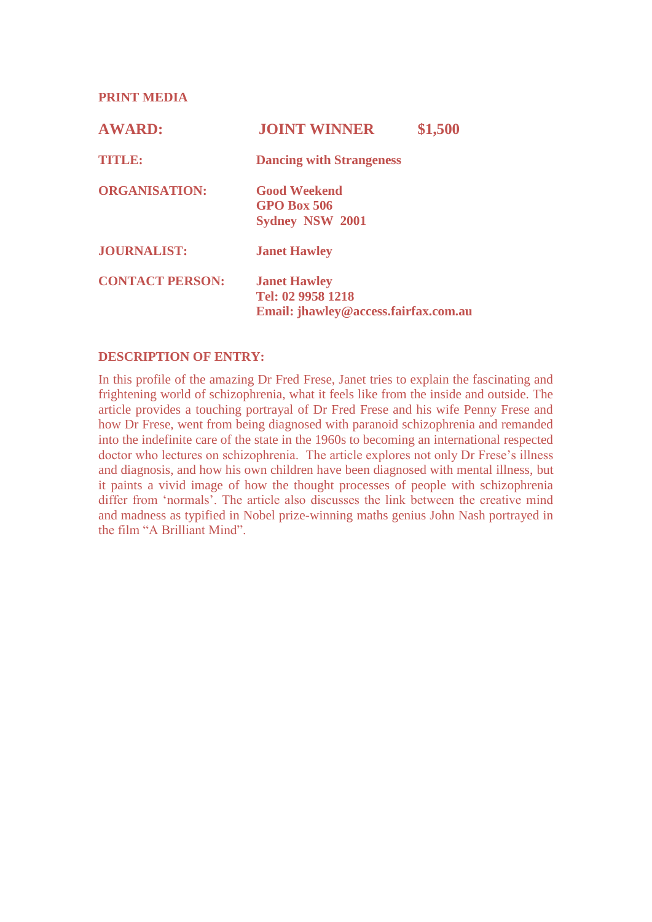**PRINT MEDIA**

| | | |
|---|---|---|
| **AWARD:** | **JOINT WINNER** | **$1,500** |
| **TITLE:** | **Dancing with Strangeness** | |
| **ORGANISATION:** | **Good Weekend**<br>**GPO Box 506**<br>**Sydney NSW 2001** | |
| **JOURNALIST:** | **Janet Hawley** | |
| **CONTACT PERSON:** | **Janet Hawley**<br>**Tel: 02 9958 1218**<br>**Email: jhawley@access.fairfax.com.au** | |

**DESCRIPTION OF ENTRY:**

In this profile of the amazing Dr Fred Frese, Janet tries to explain the fascinating and frightening world of schizophrenia, what it feels like from the inside and outside. The article provides a touching portrayal of Dr Fred Frese and his wife Penny Frese and how Dr Frese, went from being diagnosed with paranoid schizophrenia and remanded into the indefinite care of the state in the 1960s to becoming an international respected doctor who lectures on schizophrenia. The article explores not only Dr Frese's illness and diagnosis, and how his own children have been diagnosed with mental illness, but it paints a vivid image of how the thought processes of people with schizophrenia differ from 'normals'. The article also discusses the link between the creative mind and madness as typified in Nobel prize-winning maths genius John Nash portrayed in the film "A Brilliant Mind".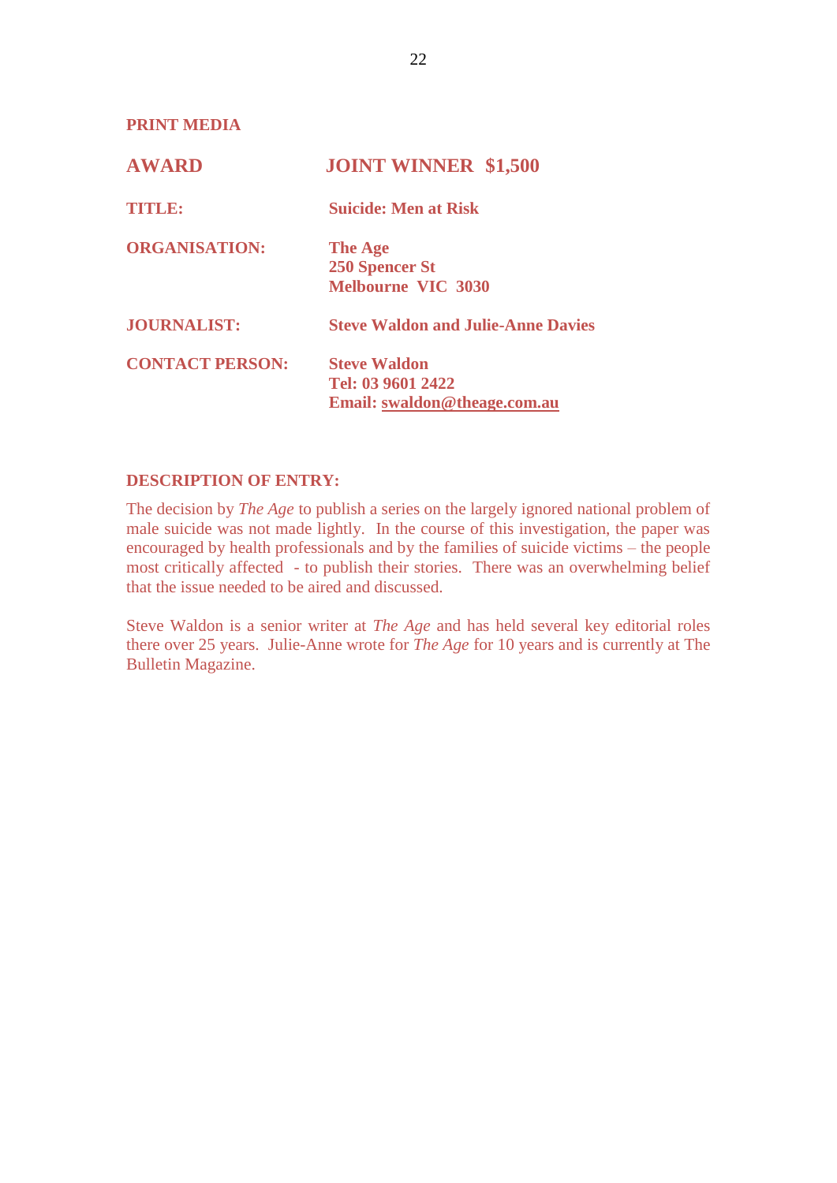## PRINT MEDIA

| | |
|---|---|
| **AWARD** | **JOINT WINNER $1,500** |
| **TITLE:** | **Suicide: Men at Risk** |
| **ORGANISATION:** | **The Age**<br>**250 Spencer St**<br>**Melbourne VIC 3030** |
| **JOURNALIST:** | **Steve Waldon and Julie-Anne Davies** |
| **CONTACT PERSON:** | **Steve Waldon**<br>**Tel: 03 9601 2422**<br>**Email: swaldon@theage.com.au** |

### DESCRIPTION OF ENTRY:

The decision by *The Age* to publish a series on the largely ignored national problem of male suicide was not made lightly. In the course of this investigation, the paper was encouraged by health professionals and by the families of suicide victims – the people most critically affected - to publish their stories. There was an overwhelming belief that the issue needed to be aired and discussed.

Steve Waldon is a senior writer at *The Age* and has held several key editorial roles there over 25 years. Julie-Anne wrote for *The Age* for 10 years and is currently at The Bulletin Magazine.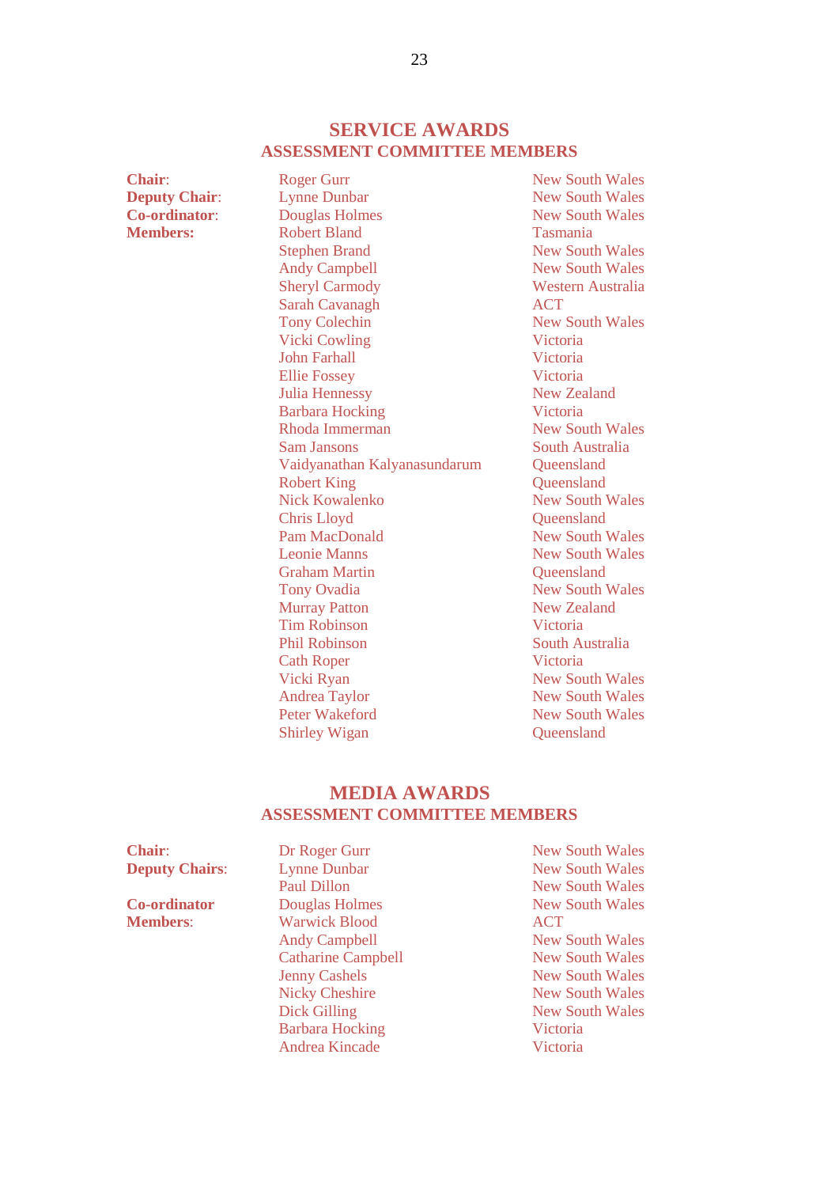## SERVICE AWARDS
### ASSESSMENT COMMITTEE MEMBERS

| | | |
|---|---|---|
| **Chair**: | Roger Gurr | New South Wales |
| **Deputy Chair**: | Lynne Dunbar | New South Wales |
| **Co-ordinator**: | Douglas Holmes | New South Wales |
| **Members:** | Robert Bland | Tasmania |
| | Stephen Brand | New South Wales |
| | Andy Campbell | New South Wales |
| | Sheryl Carmody | Western Australia |
| | Sarah Cavanagh | ACT |
| | Tony Colechin | New South Wales |
| | Vicki Cowling | Victoria |
| | John Farhall | Victoria |
| | Ellie Fossey | Victoria |
| | Julia Hennessy | New Zealand |
| | Barbara Hocking | Victoria |
| | Rhoda Immerman | New South Wales |
| | Sam Jansons | South Australia |
| | Vaidyanathan Kalyanasundarum | Queensland |
| | Robert King | Queensland |
| | Nick Kowalenko | New South Wales |
| | Chris Lloyd | Queensland |
| | Pam MacDonald | New South Wales |
| | Leonie Manns | New South Wales |
| | Graham Martin | Queensland |
| | Tony Ovadia | New South Wales |
| | Murray Patton | New Zealand |
| | Tim Robinson | Victoria |
| | Phil Robinson | South Australia |
| | Cath Roper | Victoria |
| | Vicki Ryan | New South Wales |
| | Andrea Taylor | New South Wales |
| | Peter Wakeford | New South Wales |
| | Shirley Wigan | Queensland |

## MEDIA AWARDS
### ASSESSMENT COMMITTEE MEMBERS

| | | |
|---|---|---|
| **Chair**: | Dr Roger Gurr | New South Wales |
| **Deputy Chairs**: | Lynne Dunbar | New South Wales |
| | Paul Dillon | New South Wales |
| **Co-ordinator** | Douglas Holmes | New South Wales |
| **Members**: | Warwick Blood | ACT |
| | Andy Campbell | New South Wales |
| | Catharine Campbell | New South Wales |
| | Jenny Cashels | New South Wales |
| | Nicky Cheshire | New South Wales |
| | Dick Gilling | New South Wales |
| | Barbara Hocking | Victoria |
| | Andrea Kincade | Victoria |